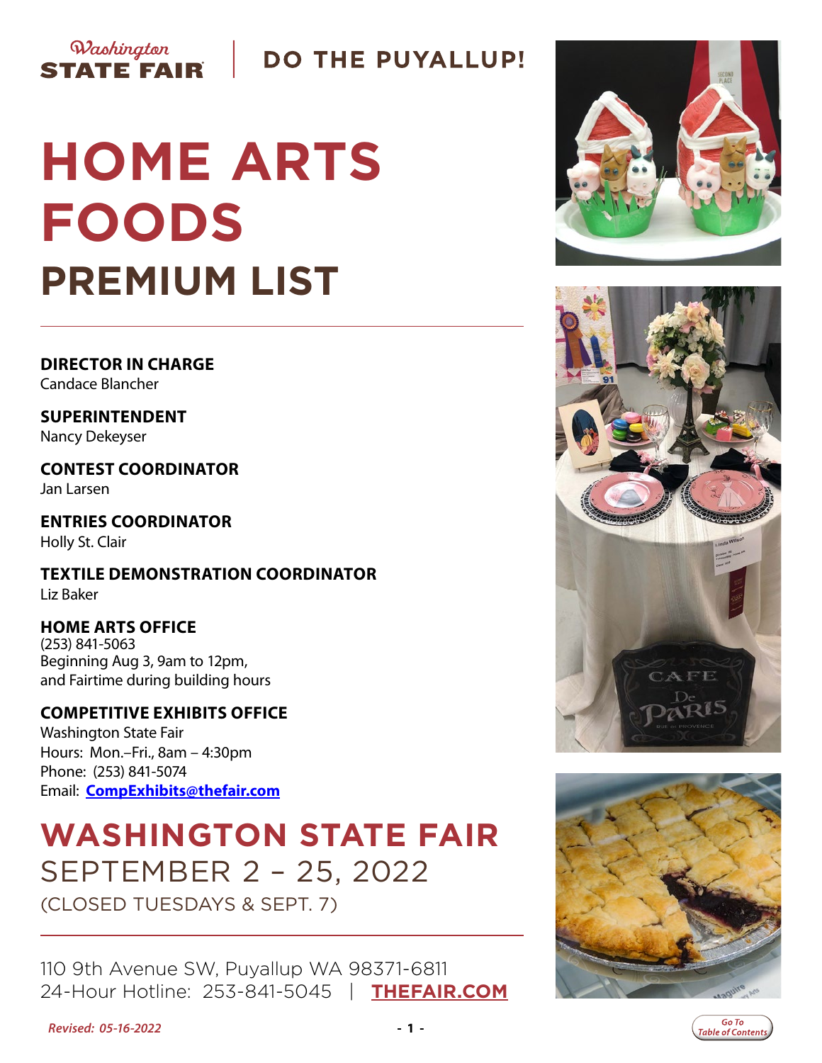Washington STATE FAIR | DO THE PUYALLUP!

# HOME ARTS FOODS

# PREMIUM LIST

**DIRECTOR IN CHARGE**
Candace Blancher

**SUPERINTENDENT**
Nancy Dekeyser

**CONTEST COORDINATOR**
Jan Larsen

**ENTRIES COORDINATOR**
Holly St. Clair

**TEXTILE DEMONSTRATION COORDINATOR**
Liz Baker

**HOME ARTS OFFICE**
(253) 841-5063
Beginning Aug 3, 9am to 12pm,
and Fairtime during building hours

**COMPETITIVE EXHIBITS OFFICE**
Washington State Fair
Hours: Mon.–Fri., 8am – 4:30pm
Phone: (253) 841-5074
Email: **CompExhibits@thefair.com**

## WASHINGTON STATE FAIR

SEPTEMBER 2 – 25, 2022
(CLOSED TUESDAYS & SEPT. 7)

110 9th Avenue SW, Puyallup WA 98371-6811
24-Hour Hotline: 253-841-5045 | **THEFAIR.COM**

*Revised: 05-16-2022*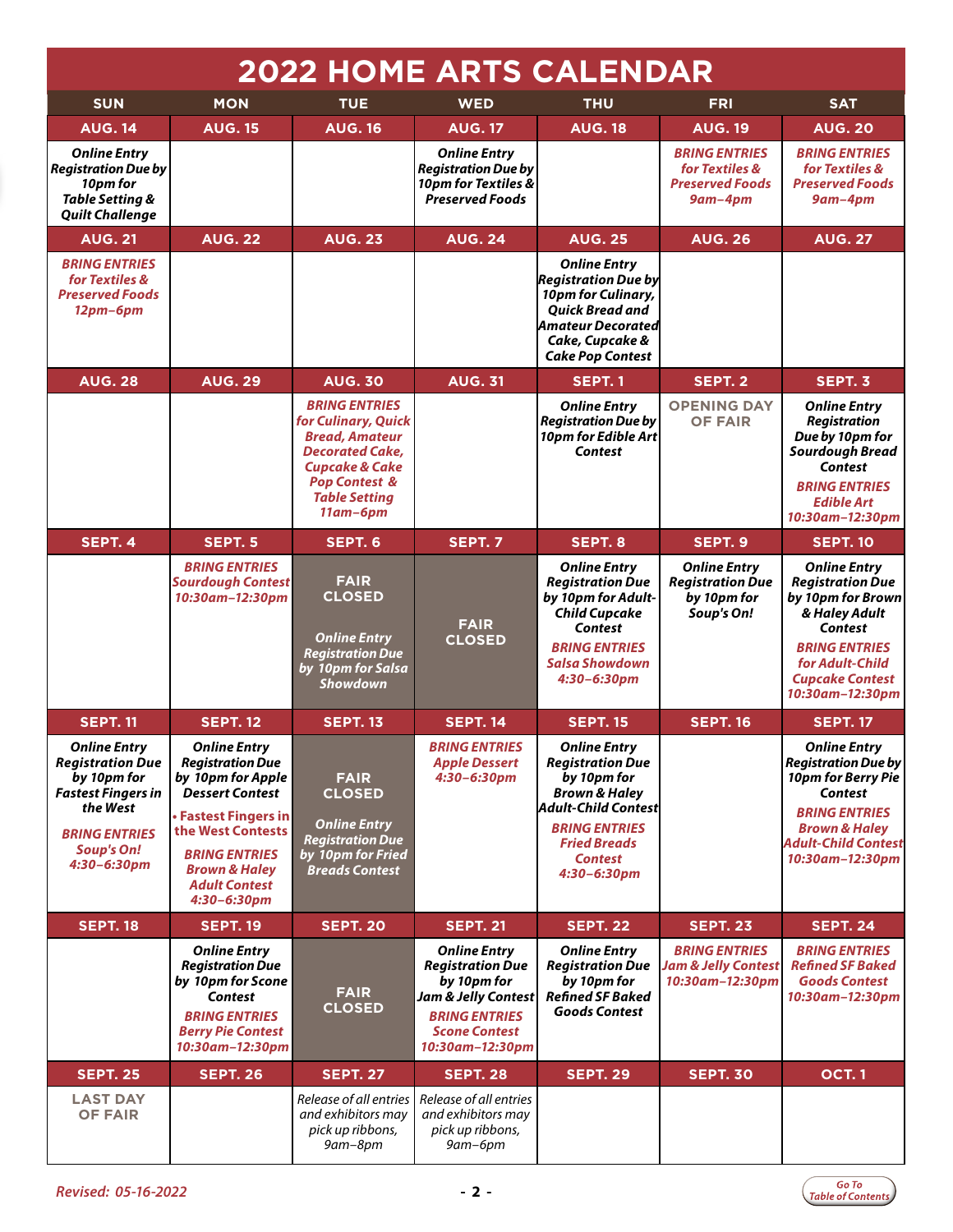# 2022 HOME ARTS CALENDAR

| SUN | MON | TUE | WED | THU | FRI | SAT |
|---|---|---|---|---|---|---|
| **AUG. 14** | **AUG. 15** | **AUG. 16** | **AUG. 17** | **AUG. 18** | **AUG. 19** | **AUG. 20** |
| ***Online Entry Registration Due by 10pm for Table Setting & Quilt Challenge*** | | | ***Online Entry Registration Due by 10pm for Textiles & Preserved Foods*** | | ***BRING ENTRIES for Textiles & Preserved Foods 9am–4pm*** | ***BRING ENTRIES for Textiles & Preserved Foods 9am–4pm*** |
| **AUG. 21** | **AUG. 22** | **AUG. 23** | **AUG. 24** | **AUG. 25** | **AUG. 26** | **AUG. 27** |
| ***BRING ENTRIES for Textiles & Preserved Foods 12pm–6pm*** | | | | ***Online Entry Registration Due by 10pm for Culinary, Quick Bread and Amateur Decorated Cake, Cupcake & Cake Pop Contest*** | | |
| **AUG. 28** | **AUG. 29** | **AUG. 30** | **AUG. 31** | **SEPT. 1** | **SEPT. 2** | **SEPT. 3** |
| | | ***BRING ENTRIES for Culinary, Quick Bread, Amateur Decorated Cake, Cupcake & Cake Pop Contest & Table Setting 11am–6pm*** | | ***Online Entry Registration Due by 10pm for Edible Art Contest*** | **OPENING DAY OF FAIR** | ***Online Entry Registration Due by 10pm for Sourdough Bread Contest*** ***BRING ENTRIES Edible Art 10:30am–12:30pm*** |
| **SEPT. 4** | **SEPT. 5** | **SEPT. 6** | **SEPT. 7** | **SEPT. 8** | **SEPT. 9** | **SEPT. 10** |
| | ***BRING ENTRIES Sourdough Contest 10:30am–12:30pm*** | **FAIR CLOSED** ***Online Entry Registration Due by 10pm for Salsa Showdown*** | **FAIR CLOSED** | ***Online Entry Registration Due by 10pm for Adult-Child Cupcake Contest*** ***BRING ENTRIES Salsa Showdown 4:30–6:30pm*** | ***Online Entry Registration Due by 10pm for Soup's On!*** | ***Online Entry Registration Due by 10pm for Brown & Haley Adult Contest*** ***BRING ENTRIES for Adult-Child Cupcake Contest 10:30am–12:30pm*** |
| **SEPT. 11** | **SEPT. 12** | **SEPT. 13** | **SEPT. 14** | **SEPT. 15** | **SEPT. 16** | **SEPT. 17** |
| ***Online Entry Registration Due by 10pm for Fastest Fingers in the West*** ***BRING ENTRIES Soup's On! 4:30–6:30pm*** | ***Online Entry Registration Due by 10pm for Apple Dessert Contest*** ***• Fastest Fingers in the West Contests*** ***BRING ENTRIES Brown & Haley Adult Contest 4:30–6:30pm*** | **FAIR CLOSED** ***Online Entry Registration Due by 10pm for Fried Breads Contest*** | ***BRING ENTRIES Apple Dessert 4:30–6:30pm*** | ***Online Entry Registration Due by 10pm for Brown & Haley Adult-Child Contest*** ***BRING ENTRIES Fried Breads Contest 4:30–6:30pm*** | | ***Online Entry Registration Due by 10pm for Berry Pie Contest*** ***BRING ENTRIES Brown & Haley Adult-Child Contest 10:30am–12:30pm*** |
| **SEPT. 18** | **SEPT. 19** | **SEPT. 20** | **SEPT. 21** | **SEPT. 22** | **SEPT. 23** | **SEPT. 24** |
| | ***Online Entry Registration Due by 10pm for Scone Contest*** ***BRING ENTRIES Berry Pie Contest 10:30am–12:30pm*** | **FAIR CLOSED** | ***Online Entry Registration Due by 10pm for Jam & Jelly Contest*** ***BRING ENTRIES Scone Contest 10:30am–12:30pm*** | ***Online Entry Registration Due by 10pm for Refined SF Baked Goods Contest*** | ***BRING ENTRIES Jam & Jelly Contest 10:30am–12:30pm*** | ***BRING ENTRIES Refined SF Baked Goods Contest 10:30am–12:30pm*** |
| **SEPT. 25** | **SEPT. 26** | **SEPT. 27** | **SEPT. 28** | **SEPT. 29** | **SEPT. 30** | **OCT. 1** |
| **LAST DAY OF FAIR** | | *Release of all entries and exhibitors may pick up ribbons, 9am–8pm* | *Release of all entries and exhibitors may pick up ribbons, 9am–6pm* | | | |

*Revised: 05-16-2022*

Go To Table of Contents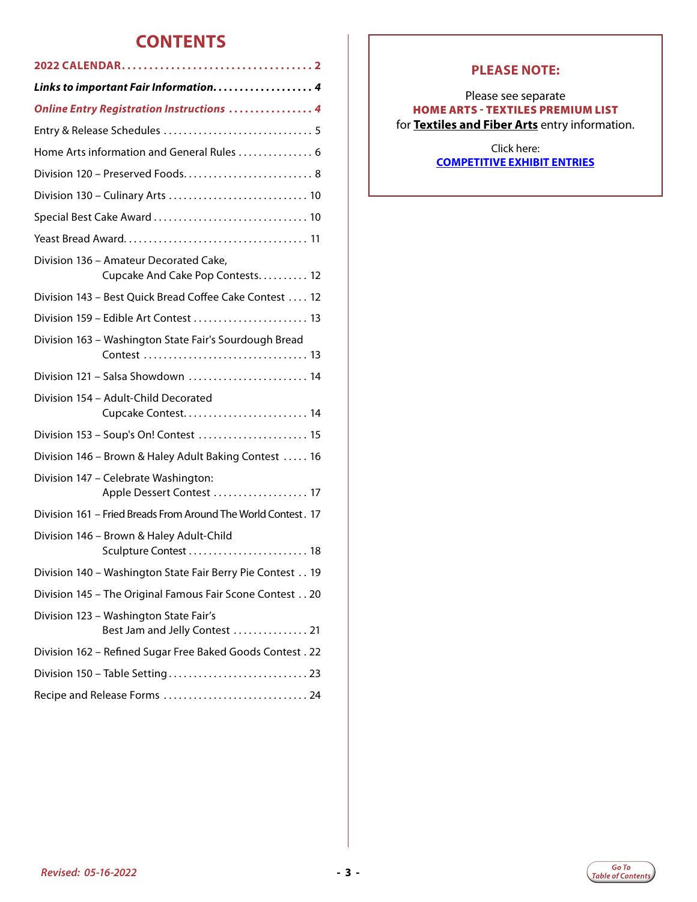# CONTENTS

**2022 CALENDAR . . . . . . . . . . . . . . . . . . . . . . . . . . . . . . . . . . 2**

***Links to important Fair Information. . . . . . . . . . . . . . . . . . . 4***

***Online Entry Registration Instructions . . . . . . . . . . . . . . . . 4***

Entry & Release Schedules . . . . . . . . . . . . . . . . . . . . . . . . . . . . . . 5

Home Arts information and General Rules . . . . . . . . . . . . . . . 6

Division 120 – Preserved Foods. . . . . . . . . . . . . . . . . . . . . . . . . . 8

Division 130 – Culinary Arts . . . . . . . . . . . . . . . . . . . . . . . . . . . . 10

Special Best Cake Award . . . . . . . . . . . . . . . . . . . . . . . . . . . . . . . 10

Yeast Bread Award. . . . . . . . . . . . . . . . . . . . . . . . . . . . . . . . . . . . 11

Division 136 – Amateur Decorated Cake, Cupcake And Cake Pop Contests. . . . . . . . . . 12

Division 143 – Best Quick Bread Coffee Cake Contest . . . . 12

Division 159 – Edible Art Contest . . . . . . . . . . . . . . . . . . . . . . . 13

Division 163 – Washington State Fair's Sourdough Bread Contest . . . . . . . . . . . . . . . . . . . . . . . . . . . . . . . . . 13

Division 121 – Salsa Showdown . . . . . . . . . . . . . . . . . . . . . . . . 14

Division 154 – Adult-Child Decorated Cupcake Contest. . . . . . . . . . . . . . . . . . . . . . . . . 14

Division 153 – Soup's On! Contest . . . . . . . . . . . . . . . . . . . . . . 15

Division 146 – Brown & Haley Adult Baking Contest . . . . . 16

Division 147 – Celebrate Washington: Apple Dessert Contest . . . . . . . . . . . . . . . . . . . 17

Division 161 – Fried Breads From Around The World Contest . 17

Division 146 – Brown & Haley Adult-Child Sculpture Contest . . . . . . . . . . . . . . . . . . . . . . . . 18

Division 140 – Washington State Fair Berry Pie Contest . . 19

Division 145 – The Original Famous Fair Scone Contest . . 20

Division 123 – Washington State Fair's Best Jam and Jelly Contest . . . . . . . . . . . . . . . 21

Division 162 – Refined Sugar Free Baked Goods Contest . 22

Division 150 – Table Setting . . . . . . . . . . . . . . . . . . . . . . . . . . . . 23

Recipe and Release Forms . . . . . . . . . . . . . . . . . . . . . . . . . . . . . 24

## PLEASE NOTE:

Please see separate

**HOME ARTS - TEXTILES PREMIUM LIST**

for **Textiles and Fiber Arts** entry information.

Click here:

**COMPETITIVE EXHIBIT ENTRIES**

*Revised: 05-16-2022*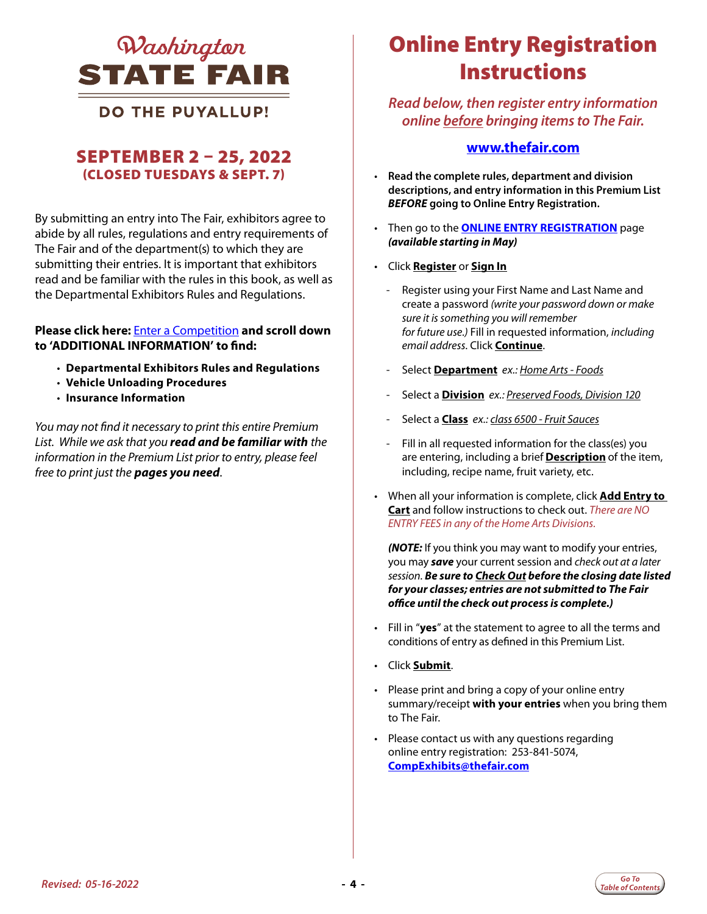# Washington STATE FAIR

**DO THE PUYALLUP!**

## SEPTEMBER 2 – 25, 2022
**(CLOSED TUESDAYS & SEPT. 7)**

By submitting an entry into The Fair, exhibitors agree to abide by all rules, regulations and entry requirements of The Fair and of the department(s) to which they are submitting their entries. It is important that exhibitors read and be familiar with the rules in this book, as well as the Departmental Exhibitors Rules and Regulations.

**Please click here:** Enter a Competition **and scroll down to 'ADDITIONAL INFORMATION' to find:**

- **Departmental Exhibitors Rules and Regulations**
- **Vehicle Unloading Procedures**
- **Insurance Information**

*You may not find it necessary to print this entire Premium List. While we ask that you **read and be familiar with** the information in the Premium List prior to entry, please feel free to print just the **pages you need**.*

# Online Entry Registration Instructions

*Read below, then register entry information online before bringing items to The Fair.*

**www.thefair.com**

- **Read the complete rules, department and division descriptions, and entry information in this Premium List *BEFORE* going to Online Entry Registration.**
- Then go to the **ONLINE ENTRY REGISTRATION** page ***(available starting in May)***
- Click **Register** or **Sign In**
  - Register using your First Name and Last Name and create a password *(write your password down or make sure it is something you will remember for future use.)* Fill in requested information, *including email address*. Click **Continue**.
  - Select **Department** *ex.: Home Arts - Foods*
  - Select a **Division** *ex.: Preserved Foods, Division 120*
  - Select a **Class** *ex.: class 6500 - Fruit Sauces*
  - Fill in all requested information for the class(es) you are entering, including a brief **Description** of the item, including, recipe name, fruit variety, etc.
- When all your information is complete, click **Add Entry to Cart** and follow instructions to check out. *There are NO ENTRY FEES in any of the Home Arts Divisions.*

  ***(NOTE:*** If you think you may want to modify your entries, you may ***save*** your current session and *check out at a later session*. ***Be sure to Check Out before the closing date listed for your classes; entries are not submitted to The Fair office until the check out process is complete.)***
- Fill in "**yes**" at the statement to agree to all the terms and conditions of entry as defined in this Premium List.
- Click **Submit**.
- Please print and bring a copy of your online entry summary/receipt **with your entries** when you bring them to The Fair.
- Please contact us with any questions regarding online entry registration: 253-841-5074, **CompExhibits@thefair.com**

*Revised: 05-16-2022*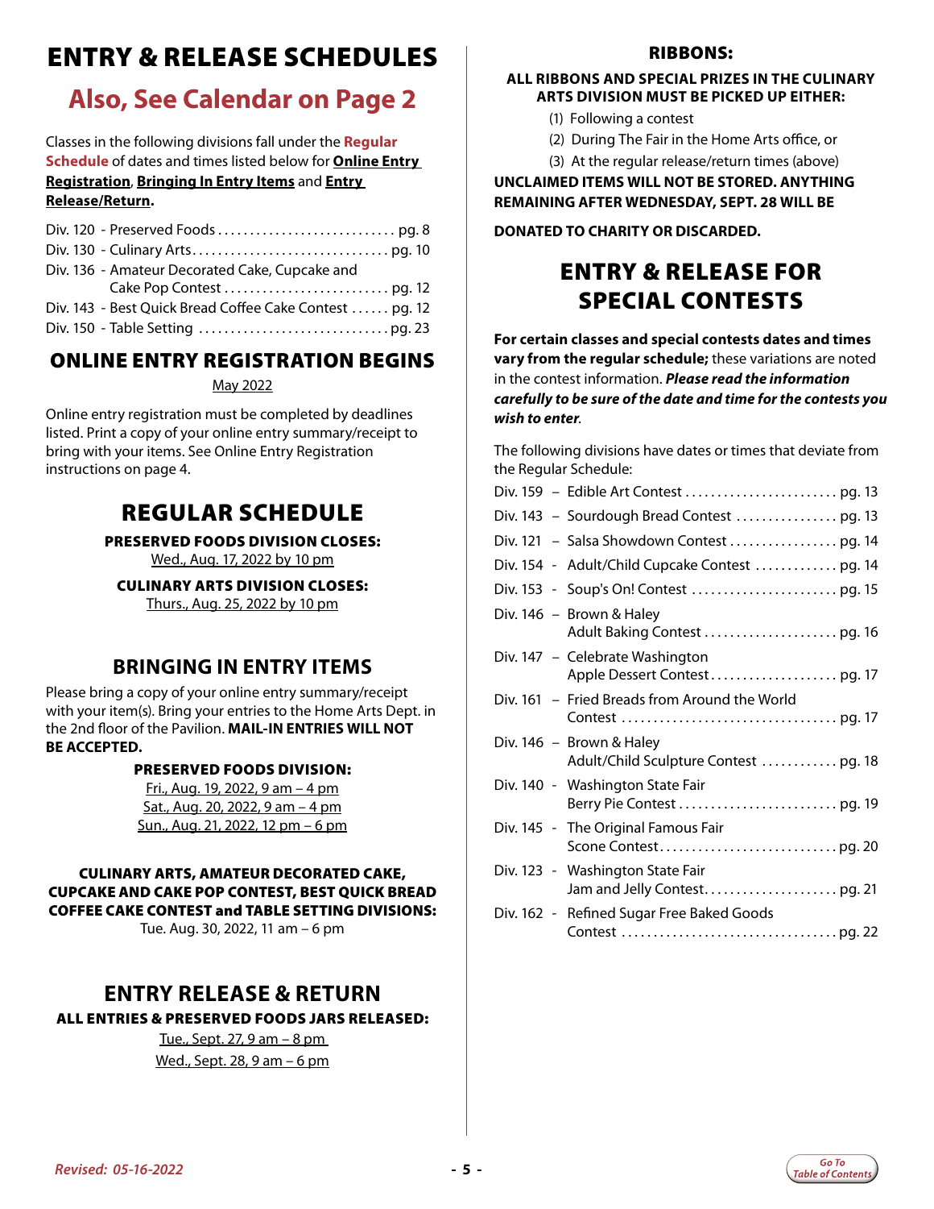# ENTRY & RELEASE SCHEDULES

## Also, See Calendar on Page 2

Classes in the following divisions fall under the **Regular Schedule** of dates and times listed below for **Online Entry Registration**, **Bringing In Entry Items** and **Entry Release/Return.**

Div. 120 - Preserved Foods . . . . . . . . . . . . . . . . . . . . . . . . . . . . pg. 8
Div. 130 - Culinary Arts . . . . . . . . . . . . . . . . . . . . . . . . . . . . . . pg. 10
Div. 136 - Amateur Decorated Cake, Cupcake and Cake Pop Contest . . . . . . . . . . . . . . . . . . . . . . . . . . pg. 12
Div. 143 - Best Quick Bread Coffee Cake Contest . . . . . . pg. 12
Div. 150 - Table Setting . . . . . . . . . . . . . . . . . . . . . . . . . . . . . . pg. 23

## ONLINE ENTRY REGISTRATION BEGINS

May 2022

Online entry registration must be completed by deadlines listed. Print a copy of your online entry summary/receipt to bring with your items. See Online Entry Registration instructions on page 4.

## REGULAR SCHEDULE

**PRESERVED FOODS DIVISION CLOSES:**
Wed., Aug. 17, 2022 by 10 pm

**CULINARY ARTS DIVISION CLOSES:**
Thurs., Aug. 25, 2022 by 10 pm

## BRINGING IN ENTRY ITEMS

Please bring a copy of your online entry summary/receipt with your item(s). Bring your entries to the Home Arts Dept. in the 2nd floor of the Pavilion. **MAIL-IN ENTRIES WILL NOT BE ACCEPTED.**

**PRESERVED FOODS DIVISION:**
Fri., Aug. 19, 2022, 9 am – 4 pm
Sat., Aug. 20, 2022, 9 am – 4 pm
Sun., Aug. 21, 2022, 12 pm – 6 pm

**CULINARY ARTS, AMATEUR DECORATED CAKE, CUPCAKE AND CAKE POP CONTEST, BEST QUICK BREAD COFFEE CAKE CONTEST and TABLE SETTING DIVISIONS:**
Tue. Aug. 30, 2022, 11 am – 6 pm

## ENTRY RELEASE & RETURN

**ALL ENTRIES & PRESERVED FOODS JARS RELEASED:**
Tue., Sept. 27, 9 am – 8 pm
Wed., Sept. 28, 9 am – 6 pm

## RIBBONS:

**ALL RIBBONS AND SPECIAL PRIZES IN THE CULINARY ARTS DIVISION MUST BE PICKED UP EITHER:**

(1) Following a contest
(2) During The Fair in the Home Arts office, or
(3) At the regular release/return times (above)

**UNCLAIMED ITEMS WILL NOT BE STORED. ANYTHING REMAINING AFTER WEDNESDAY, SEPT. 28 WILL BE DONATED TO CHARITY OR DISCARDED.**

## ENTRY & RELEASE FOR SPECIAL CONTESTS

**For certain classes and special contests dates and times vary from the regular schedule;** these variations are noted in the contest information. ***Please read the information carefully to be sure of the date and time for the contests you wish to enter.***

The following divisions have dates or times that deviate from the Regular Schedule:

Div. 159 – Edible Art Contest . . . . . . . . . . . . . . . . . . . . . . . . pg. 13
Div. 143 – Sourdough Bread Contest . . . . . . . . . . . . . . . . pg. 13
Div. 121 – Salsa Showdown Contest . . . . . . . . . . . . . . . . . pg. 14
Div. 154 - Adult/Child Cupcake Contest . . . . . . . . . . . . . pg. 14
Div. 153 - Soup's On! Contest . . . . . . . . . . . . . . . . . . . . . . . pg. 15
Div. 146 – Brown & Haley Adult Baking Contest . . . . . . . . . . . . . . . . . . . . . pg. 16
Div. 147 – Celebrate Washington Apple Dessert Contest . . . . . . . . . . . . . . . . . . . . pg. 17
Div. 161 – Fried Breads from Around the World Contest . . . . . . . . . . . . . . . . . . . . . . . . . . . . . . . . . pg. 17
Div. 146 – Brown & Haley Adult/Child Sculpture Contest . . . . . . . . . . . . pg. 18
Div. 140 - Washington State Fair Berry Pie Contest . . . . . . . . . . . . . . . . . . . . . . . . . pg. 19
Div. 145 - The Original Famous Fair Scone Contest . . . . . . . . . . . . . . . . . . . . . . . . . . . . pg. 20
Div. 123 - Washington State Fair Jam and Jelly Contest . . . . . . . . . . . . . . . . . . . . pg. 21
Div. 162 - Refined Sugar Free Baked Goods Contest . . . . . . . . . . . . . . . . . . . . . . . . . . . . . . . . . pg. 22

*Revised: 05-16-2022*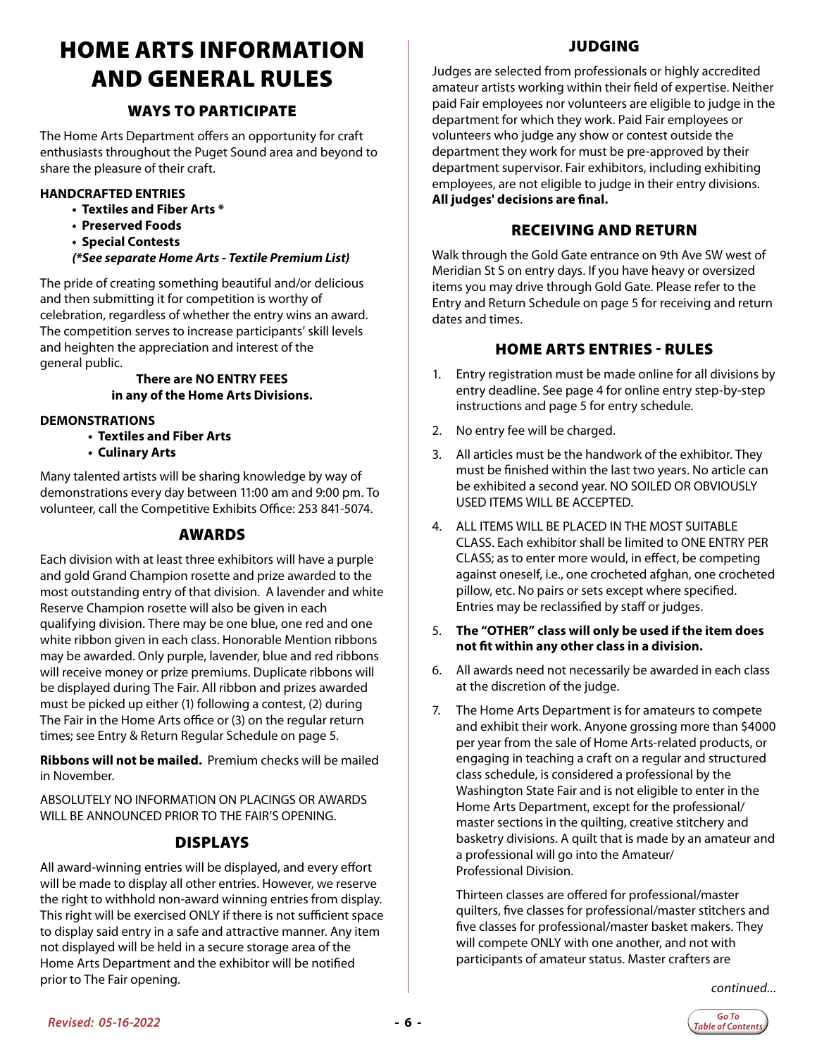# HOME ARTS INFORMATION AND GENERAL RULES

## WAYS TO PARTICIPATE

The Home Arts Department offers an opportunity for craft enthusiasts throughout the Puget Sound area and beyond to share the pleasure of their craft.

**HANDCRAFTED ENTRIES**

- **Textiles and Fiber Arts ***
- **Preserved Foods**
- **Special Contests**

***(*See separate Home Arts - Textile Premium List)***

The pride of creating something beautiful and/or delicious and then submitting it for competition is worthy of celebration, regardless of whether the entry wins an award. The competition serves to increase participants' skill levels and heighten the appreciation and interest of the general public.

**There are NO ENTRY FEES in any of the Home Arts Divisions.**

**DEMONSTRATIONS**

- **Textiles and Fiber Arts**
- **Culinary Arts**

Many talented artists will be sharing knowledge by way of demonstrations every day between 11:00 am and 9:00 pm. To volunteer, call the Competitive Exhibits Office: 253 841-5074.

## AWARDS

Each division with at least three exhibitors will have a purple and gold Grand Champion rosette and prize awarded to the most outstanding entry of that division. A lavender and white Reserve Champion rosette will also be given in each qualifying division. There may be one blue, one red and one white ribbon given in each class. Honorable Mention ribbons may be awarded. Only purple, lavender, blue and red ribbons will receive money or prize premiums. Duplicate ribbons will be displayed during The Fair. All ribbon and prizes awarded must be picked up either (1) following a contest, (2) during The Fair in the Home Arts office or (3) on the regular return times; see Entry & Return Regular Schedule on page 5.

**Ribbons will not be mailed.** Premium checks will be mailed in November.

ABSOLUTELY NO INFORMATION ON PLACINGS OR AWARDS WILL BE ANNOUNCED PRIOR TO THE FAIR'S OPENING.

## DISPLAYS

All award-winning entries will be displayed, and every effort will be made to display all other entries. However, we reserve the right to withhold non-award winning entries from display. This right will be exercised ONLY if there is not sufficient space to display said entry in a safe and attractive manner. Any item not displayed will be held in a secure storage area of the Home Arts Department and the exhibitor will be notified prior to The Fair opening.

## JUDGING

Judges are selected from professionals or highly accredited amateur artists working within their field of expertise. Neither paid Fair employees nor volunteers are eligible to judge in the department for which they work. Paid Fair employees or volunteers who judge any show or contest outside the department they work for must be pre-approved by their department supervisor. Fair exhibitors, including exhibiting employees, are not eligible to judge in their entry divisions. **All judges' decisions are final.**

## RECEIVING AND RETURN

Walk through the Gold Gate entrance on 9th Ave SW west of Meridian St S on entry days. If you have heavy or oversized items you may drive through Gold Gate. Please refer to the Entry and Return Schedule on page 5 for receiving and return dates and times.

## HOME ARTS ENTRIES - RULES

1. Entry registration must be made online for all divisions by entry deadline. See page 4 for online entry step-by-step instructions and page 5 for entry schedule.
2. No entry fee will be charged.
3. All articles must be the handwork of the exhibitor. They must be finished within the last two years. No article can be exhibited a second year. NO SOILED OR OBVIOUSLY USED ITEMS WILL BE ACCEPTED.
4. ALL ITEMS WILL BE PLACED IN THE MOST SUITABLE CLASS. Each exhibitor shall be limited to ONE ENTRY PER CLASS; as to enter more would, in effect, be competing against oneself, i.e., one crocheted afghan, one crocheted pillow, etc. No pairs or sets except where specified. Entries may be reclassified by staff or judges.
5. **The "OTHER" class will only be used if the item does not fit within any other class in a division.**
6. All awards need not necessarily be awarded in each class at the discretion of the judge.
7. The Home Arts Department is for amateurs to compete and exhibit their work. Anyone grossing more than $4000 per year from the sale of Home Arts-related products, or engaging in teaching a craft on a regular and structured class schedule, is considered a professional by the Washington State Fair and is not eligible to enter in the Home Arts Department, except for the professional/master sections in the quilting, creative stitchery and basketry divisions. A quilt that is made by an amateur and a professional will go into the Amateur/Professional Division.

   Thirteen classes are offered for professional/master quilters, five classes for professional/master stitchers and five classes for professional/master basket makers. They will compete ONLY with one another, and not with participants of amateur status. Master crafters are

*continued...*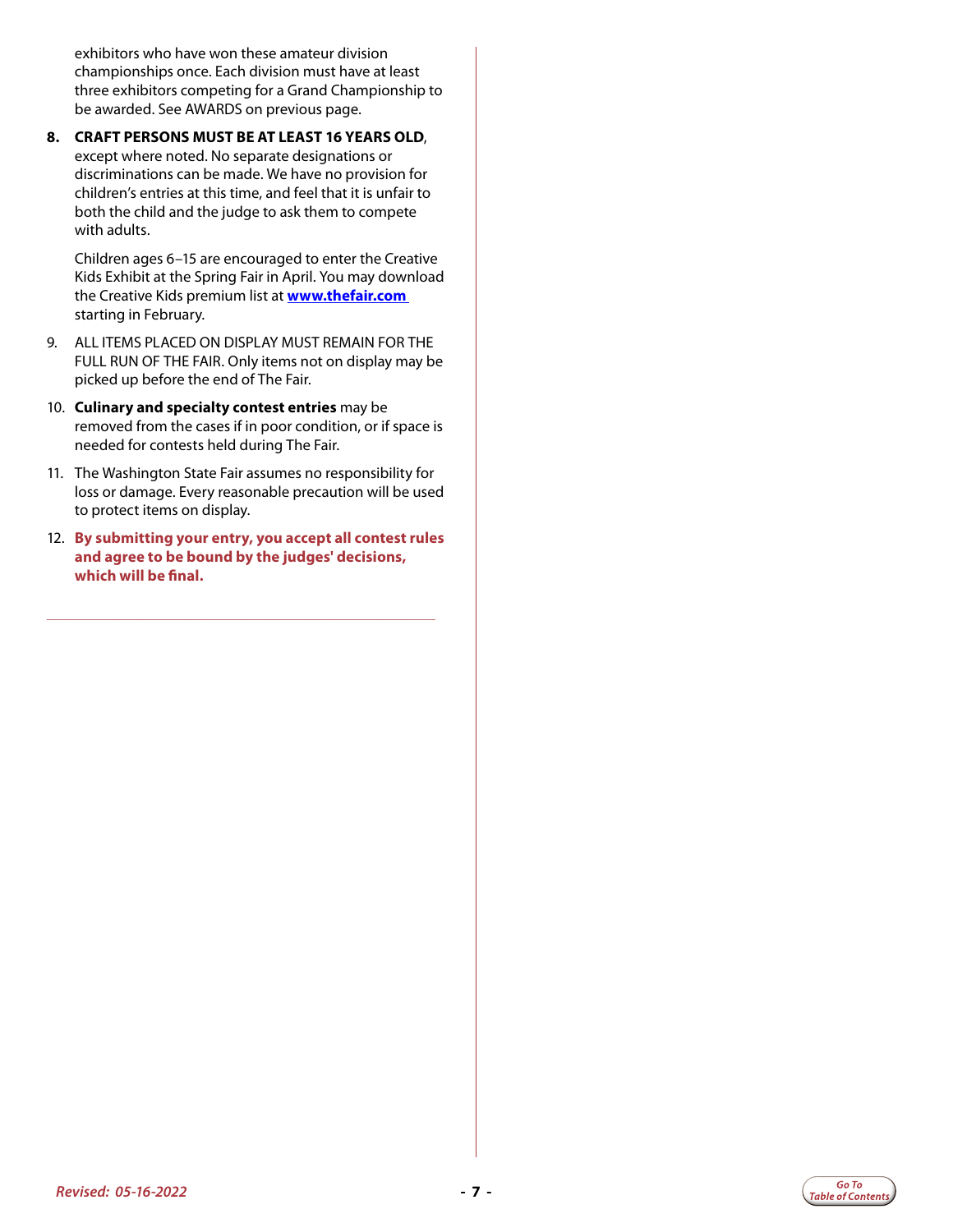exhibitors who have won these amateur division championships once. Each division must have at least three exhibitors competing for a Grand Championship to be awarded. See AWARDS on previous page.

8. **CRAFT PERSONS MUST BE AT LEAST 16 YEARS OLD**, except where noted. No separate designations or discriminations can be made. We have no provision for children's entries at this time, and feel that it is unfair to both the child and the judge to ask them to compete with adults.

   Children ages 6–15 are encouraged to enter the Creative Kids Exhibit at the Spring Fair in April. You may download the Creative Kids premium list at **www.thefair.com** starting in February.

9. ALL ITEMS PLACED ON DISPLAY MUST REMAIN FOR THE FULL RUN OF THE FAIR. Only items not on display may be picked up before the end of The Fair.

10. **Culinary and specialty contest entries** may be removed from the cases if in poor condition, or if space is needed for contests held during The Fair.

11. The Washington State Fair assumes no responsibility for loss or damage. Every reasonable precaution will be used to protect items on display.

12. **By submitting your entry, you accept all contest rules and agree to be bound by the judges' decisions, which will be final.**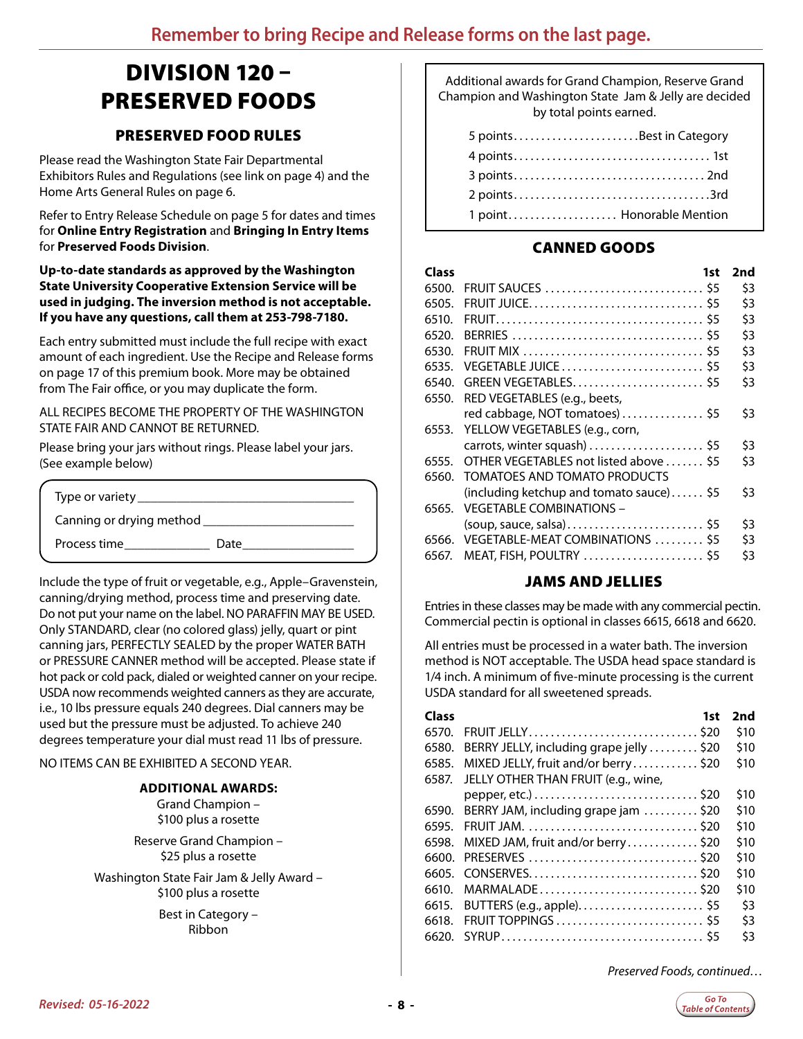**Remember to bring Recipe and Release forms on the last page.**

# DIVISION 120 – PRESERVED FOODS

## PRESERVED FOOD RULES

Please read the Washington State Fair Departmental Exhibitors Rules and Regulations (see link on page 4) and the Home Arts General Rules on page 6.

Refer to Entry Release Schedule on page 5 for dates and times for **Online Entry Registration** and **Bringing In Entry Items** for **Preserved Foods Division**.

**Up-to-date standards as approved by the Washington State University Cooperative Extension Service will be used in judging. The inversion method is not acceptable. If you have any questions, call them at 253-798-7180.**

Each entry submitted must include the full recipe with exact amount of each ingredient. Use the Recipe and Release forms on page 17 of this premium book. More may be obtained from The Fair office, or you may duplicate the form.

ALL RECIPES BECOME THE PROPERTY OF THE WASHINGTON STATE FAIR AND CANNOT BE RETURNED.

Please bring your jars without rings. Please label your jars. (See example below)

> Type or variety ________________________________
>
> Canning or drying method ______________________
>
> Process time_____________ Date_________________

Include the type of fruit or vegetable, e.g., Apple–Gravenstein, canning/drying method, process time and preserving date. Do not put your name on the label. NO PARAFFIN MAY BE USED. Only STANDARD, clear (no colored glass) jelly, quart or pint canning jars, PERFECTLY SEALED by the proper WATER BATH or PRESSURE CANNER method will be accepted. Please state if hot pack or cold pack, dialed or weighted canner on your recipe. USDA now recommends weighted canners as they are accurate, i.e., 10 lbs pressure equals 240 degrees. Dial canners may be used but the pressure must be adjusted. To achieve 240 degrees temperature your dial must read 11 lbs of pressure.

NO ITEMS CAN BE EXHIBITED A SECOND YEAR.

**ADDITIONAL AWARDS:**

Grand Champion – $100 plus a rosette

Reserve Grand Champion – $25 plus a rosette

Washington State Fair Jam & Jelly Award – $100 plus a rosette

Best in Category – Ribbon

> Additional awards for Grand Champion, Reserve Grand Champion and Washington State Jam & Jelly are decided by total points earned.
>
> 5 points....................Best in Category
> 4 points.................................... 1st
> 3 points.................................... 2nd
> 2 points.................................... 3rd
> 1 point.................... Honorable Mention

## CANNED GOODS

| Class | | 1st | 2nd |
|---|---|---|---|
| 6500. | FRUIT SAUCES | $5 | $3 |
| 6505. | FRUIT JUICE | $5 | $3 |
| 6510. | FRUIT | $5 | $3 |
| 6520. | BERRIES | $5 | $3 |
| 6530. | FRUIT MIX | $5 | $3 |
| 6535. | VEGETABLE JUICE | $5 | $3 |
| 6540. | GREEN VEGETABLES | $5 | $3 |
| 6550. | RED VEGETABLES (e.g., beets, red cabbage, NOT tomatoes) | $5 | $3 |
| 6553. | YELLOW VEGETABLES (e.g., corn, carrots, winter squash) | $5 | $3 |
| 6555. | OTHER VEGETABLES not listed above | $5 | $3 |
| 6560. | TOMATOES AND TOMATO PRODUCTS (including ketchup and tomato sauce) | $5 | $3 |
| 6565. | VEGETABLE COMBINATIONS – (soup, sauce, salsa) | $5 | $3 |
| 6566. | VEGETABLE-MEAT COMBINATIONS | $5 | $3 |
| 6567. | MEAT, FISH, POULTRY | $5 | $3 |

## JAMS AND JELLIES

Entries in these classes may be made with any commercial pectin. Commercial pectin is optional in classes 6615, 6618 and 6620.

All entries must be processed in a water bath. The inversion method is NOT acceptable. The USDA head space standard is 1/4 inch. A minimum of five-minute processing is the current USDA standard for all sweetened spreads.

| Class | | 1st | 2nd |
|---|---|---|---|
| 6570. | FRUIT JELLY | $20 | $10 |
| 6580. | BERRY JELLY, including grape jelly | $20 | $10 |
| 6585. | MIXED JELLY, fruit and/or berry | $20 | $10 |
| 6587. | JELLY OTHER THAN FRUIT (e.g., wine, pepper, etc.) | $20 | $10 |
| 6590. | BERRY JAM, including grape jam | $20 | $10 |
| 6595. | FRUIT JAM. | $20 | $10 |
| 6598. | MIXED JAM, fruit and/or berry | $20 | $10 |
| 6600. | PRESERVES | $20 | $10 |
| 6605. | CONSERVES | $20 | $10 |
| 6610. | MARMALADE | $20 | $10 |
| 6615. | BUTTERS (e.g., apple) | $5 | $3 |
| 6618. | FRUIT TOPPINGS | $5 | $3 |
| 6620. | SYRUP | $5 | $3 |

*Preserved Foods, continued…*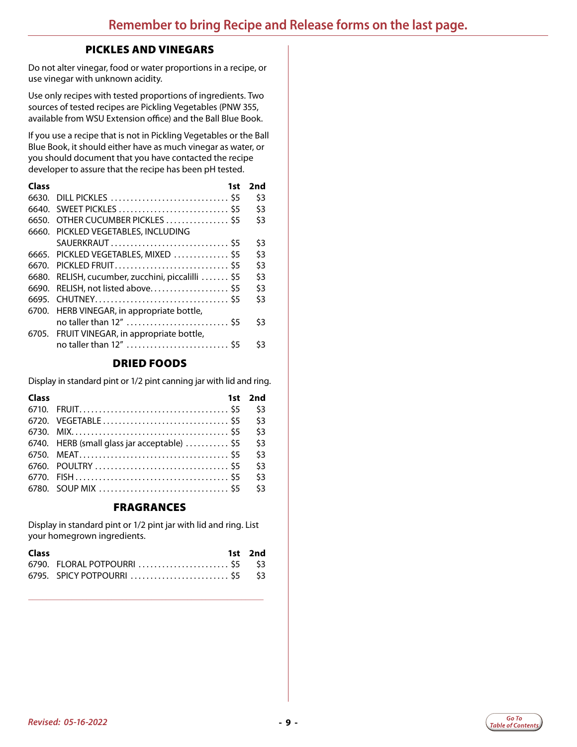**Remember to bring Recipe and Release forms on the last page.**

## PICKLES AND VINEGARS

Do not alter vinegar, food or water proportions in a recipe, or use vinegar with unknown acidity.

Use only recipes with tested proportions of ingredients. Two sources of tested recipes are Pickling Vegetables (PNW 355, available from WSU Extension office) and the Ball Blue Book.

If you use a recipe that is not in Pickling Vegetables or the Ball Blue Book, it should either have as much vinegar as water, or you should document that you have contacted the recipe developer to assure that the recipe has been pH tested.

| Class | | 1st | 2nd |
|---|---|---|---|
| 6630. | DILL PICKLES | $5 | $3 |
| 6640. | SWEET PICKLES | $5 | $3 |
| 6650. | OTHER CUCUMBER PICKLES | $5 | $3 |
| 6660. | PICKLED VEGETABLES, INCLUDING SAUERKRAUT | $5 | $3 |
| 6665. | PICKLED VEGETABLES, MIXED | $5 | $3 |
| 6670. | PICKLED FRUIT | $5 | $3 |
| 6680. | RELISH, cucumber, zucchini, piccalilli | $5 | $3 |
| 6690. | RELISH, not listed above | $5 | $3 |
| 6695. | CHUTNEY | $5 | $3 |
| 6700. | HERB VINEGAR, in appropriate bottle, no taller than 12" | $5 | $3 |
| 6705. | FRUIT VINEGAR, in appropriate bottle, no taller than 12" | $5 | $3 |

## DRIED FOODS

Display in standard pint or 1/2 pint canning jar with lid and ring.

| Class | | 1st | 2nd |
|---|---|---|---|
| 6710. | FRUIT | $5 | $3 |
| 6720. | VEGETABLE | $5 | $3 |
| 6730. | MIX | $5 | $3 |
| 6740. | HERB (small glass jar acceptable) | $5 | $3 |
| 6750. | MEAT | $5 | $3 |
| 6760. | POULTRY | $5 | $3 |
| 6770. | FISH | $5 | $3 |
| 6780. | SOUP MIX | $5 | $3 |

## FRAGRANCES

Display in standard pint or 1/2 pint jar with lid and ring. List your homegrown ingredients.

| Class | | 1st | 2nd |
|---|---|---|---|
| 6790. | FLORAL POTPOURRI | $5 | $3 |
| 6795. | SPICY POTPOURRI | $5 | $3 |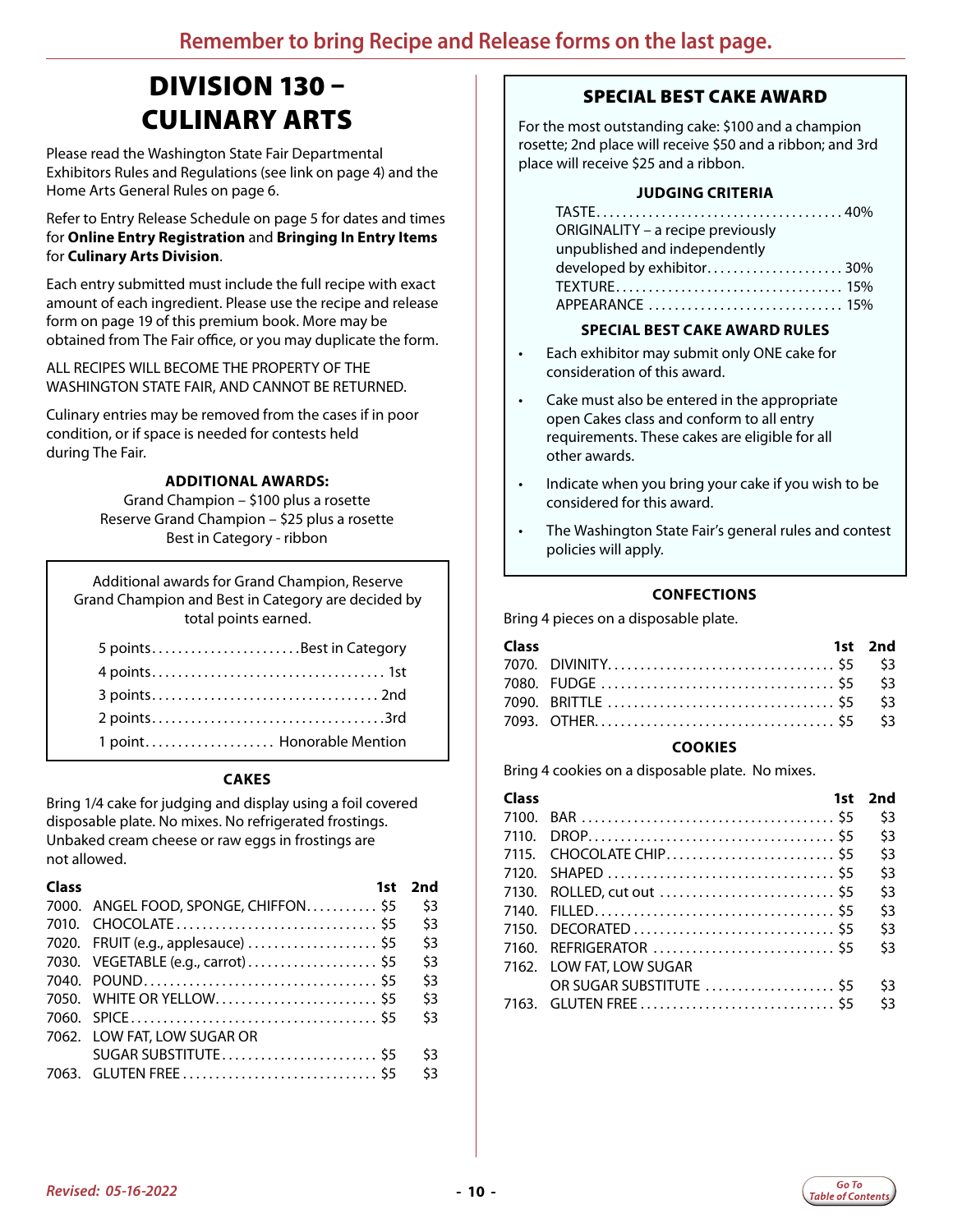Remember to bring Recipe and Release forms on the last page.

# DIVISION 130 – CULINARY ARTS

Please read the Washington State Fair Departmental Exhibitors Rules and Regulations (see link on page 4) and the Home Arts General Rules on page 6.

Refer to Entry Release Schedule on page 5 for dates and times for **Online Entry Registration** and **Bringing In Entry Items** for **Culinary Arts Division**.

Each entry submitted must include the full recipe with exact amount of each ingredient. Please use the recipe and release form on page 19 of this premium book. More may be obtained from The Fair office, or you may duplicate the form.

ALL RECIPES WILL BECOME THE PROPERTY OF THE WASHINGTON STATE FAIR, AND CANNOT BE RETURNED.

Culinary entries may be removed from the cases if in poor condition, or if space is needed for contests held during The Fair.

**ADDITIONAL AWARDS:**

Grand Champion – $100 plus a rosette
Reserve Grand Champion – $25 plus a rosette
Best in Category - ribbon

Additional awards for Grand Champion, Reserve Grand Champion and Best in Category are decided by total points earned.

| Points | Award |
|---|---|
| 5 points | Best in Category |
| 4 points | 1st |
| 3 points | 2nd |
| 2 points | 3rd |
| 1 point | Honorable Mention |

### CAKES

Bring 1/4 cake for judging and display using a foil covered disposable plate. No mixes. No refrigerated frostings. Unbaked cream cheese or raw eggs in frostings are not allowed.

| Class | | 1st | 2nd |
|---|---|---|---|
| 7000. | ANGEL FOOD, SPONGE, CHIFFON | $5 | $3 |
| 7010. | CHOCOLATE | $5 | $3 |
| 7020. | FRUIT (e.g., applesauce) | $5 | $3 |
| 7030. | VEGETABLE (e.g., carrot) | $5 | $3 |
| 7040. | POUND | $5 | $3 |
| 7050. | WHITE OR YELLOW | $5 | $3 |
| 7060. | SPICE | $5 | $3 |
| 7062. | LOW FAT, LOW SUGAR OR SUGAR SUBSTITUTE | $5 | $3 |
| 7063. | GLUTEN FREE | $5 | $3 |

## SPECIAL BEST CAKE AWARD

For the most outstanding cake: $100 and a champion rosette; 2nd place will receive $50 and a ribbon; and 3rd place will receive $25 and a ribbon.

**JUDGING CRITERIA**

| Criteria | |
|---|---|
| TASTE | 40% |
| ORIGINALITY – a recipe previously unpublished and independently developed by exhibitor | 30% |
| TEXTURE | 15% |
| APPEARANCE | 15% |

**SPECIAL BEST CAKE AWARD RULES**

- Each exhibitor may submit only ONE cake for consideration of this award.
- Cake must also be entered in the appropriate open Cakes class and conform to all entry requirements. These cakes are eligible for all other awards.
- Indicate when you bring your cake if you wish to be considered for this award.
- The Washington State Fair's general rules and contest policies will apply.

### CONFECTIONS

Bring 4 pieces on a disposable plate.

| Class | | 1st | 2nd |
|---|---|---|---|
| 7070. | DIVINITY | $5 | $3 |
| 7080. | FUDGE | $5 | $3 |
| 7090. | BRITTLE | $5 | $3 |
| 7093. | OTHER | $5 | $3 |

### COOKIES

Bring 4 cookies on a disposable plate. No mixes.

| Class | | 1st | 2nd |
|---|---|---|---|
| 7100. | BAR | $5 | $3 |
| 7110. | DROP | $5 | $3 |
| 7115. | CHOCOLATE CHIP | $5 | $3 |
| 7120. | SHAPED | $5 | $3 |
| 7130. | ROLLED, cut out | $5 | $3 |
| 7140. | FILLED | $5 | $3 |
| 7150. | DECORATED | $5 | $3 |
| 7160. | REFRIGERATOR | $5 | $3 |
| 7162. | LOW FAT, LOW SUGAR OR SUGAR SUBSTITUTE | $5 | $3 |
| 7163. | GLUTEN FREE | $5 | $3 |

*Revised: 05-16-2022*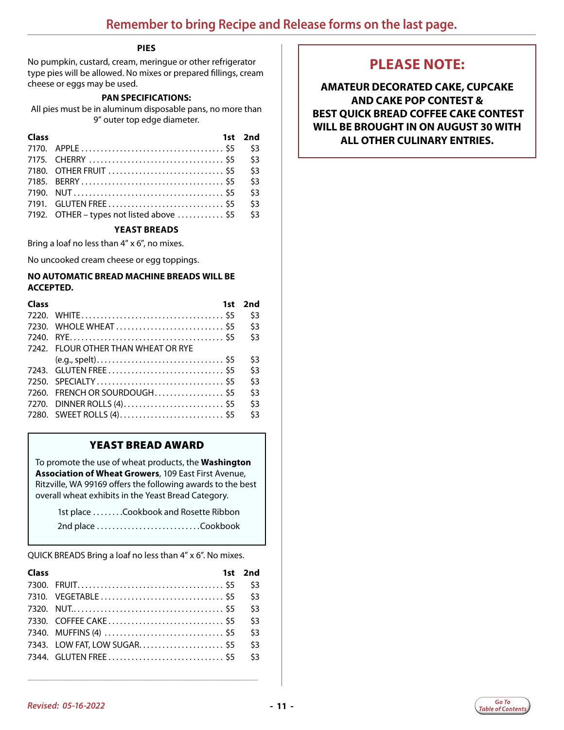**Remember to bring Recipe and Release forms on the last page.**

### PIES

No pumpkin, custard, cream, meringue or other refrigerator type pies will be allowed. No mixes or prepared fillings, cream cheese or eggs may be used.

**PAN SPECIFICATIONS:**

All pies must be in aluminum disposable pans, no more than 9" outer top edge diameter.

| Class | | 1st | 2nd |
|---|---|---|---|
| 7170. | APPLE | $5 | $3 |
| 7175. | CHERRY | $5 | $3 |
| 7180. | OTHER FRUIT | $5 | $3 |
| 7185. | BERRY | $5 | $3 |
| 7190. | NUT | $5 | $3 |
| 7191. | GLUTEN FREE | $5 | $3 |
| 7192. | OTHER – types not listed above | $5 | $3 |

### YEAST BREADS

Bring a loaf no less than 4" x 6", no mixes.

No uncooked cream cheese or egg toppings.

**NO AUTOMATIC BREAD MACHINE BREADS WILL BE ACCEPTED.**

| Class | | 1st | 2nd |
|---|---|---|---|
| 7220. | WHITE | $5 | $3 |
| 7230. | WHOLE WHEAT | $5 | $3 |
| 7240. | RYE | $5 | $3 |
| 7242. | FLOUR OTHER THAN WHEAT OR RYE (e.g., spelt) | $5 | $3 |
| 7243. | GLUTEN FREE | $5 | $3 |
| 7250. | SPECIALTY | $5 | $3 |
| 7260. | FRENCH OR SOURDOUGH | $5 | $3 |
| 7270. | DINNER ROLLS (4) | $5 | $3 |
| 7280. | SWEET ROLLS (4) | $5 | $3 |

### YEAST BREAD AWARD

To promote the use of wheat products, the **Washington Association of Wheat Growers**, 109 East First Avenue, Ritzville, WA 99169 offers the following awards to the best overall wheat exhibits in the Yeast Bread Category.

1st place ........Cookbook and Rosette Ribbon

2nd place ...........................Cookbook

QUICK BREADS Bring a loaf no less than 4" x 6". No mixes.

| Class | | 1st | 2nd |
|---|---|---|---|
| 7300. | FRUIT | $5 | $3 |
| 7310. | VEGETABLE | $5 | $3 |
| 7320. | NUT | $5 | $3 |
| 7330. | COFFEE CAKE | $5 | $3 |
| 7340. | MUFFINS (4) | $5 | $3 |
| 7343. | LOW FAT, LOW SUGAR | $5 | $3 |
| 7344. | GLUTEN FREE | $5 | $3 |

## PLEASE NOTE:

**AMATEUR DECORATED CAKE, CUPCAKE AND CAKE POP CONTEST & BEST QUICK BREAD COFFEE CAKE CONTEST WILL BE BROUGHT IN ON AUGUST 30 WITH ALL OTHER CULINARY ENTRIES.**

*Revised: 05-16-2022*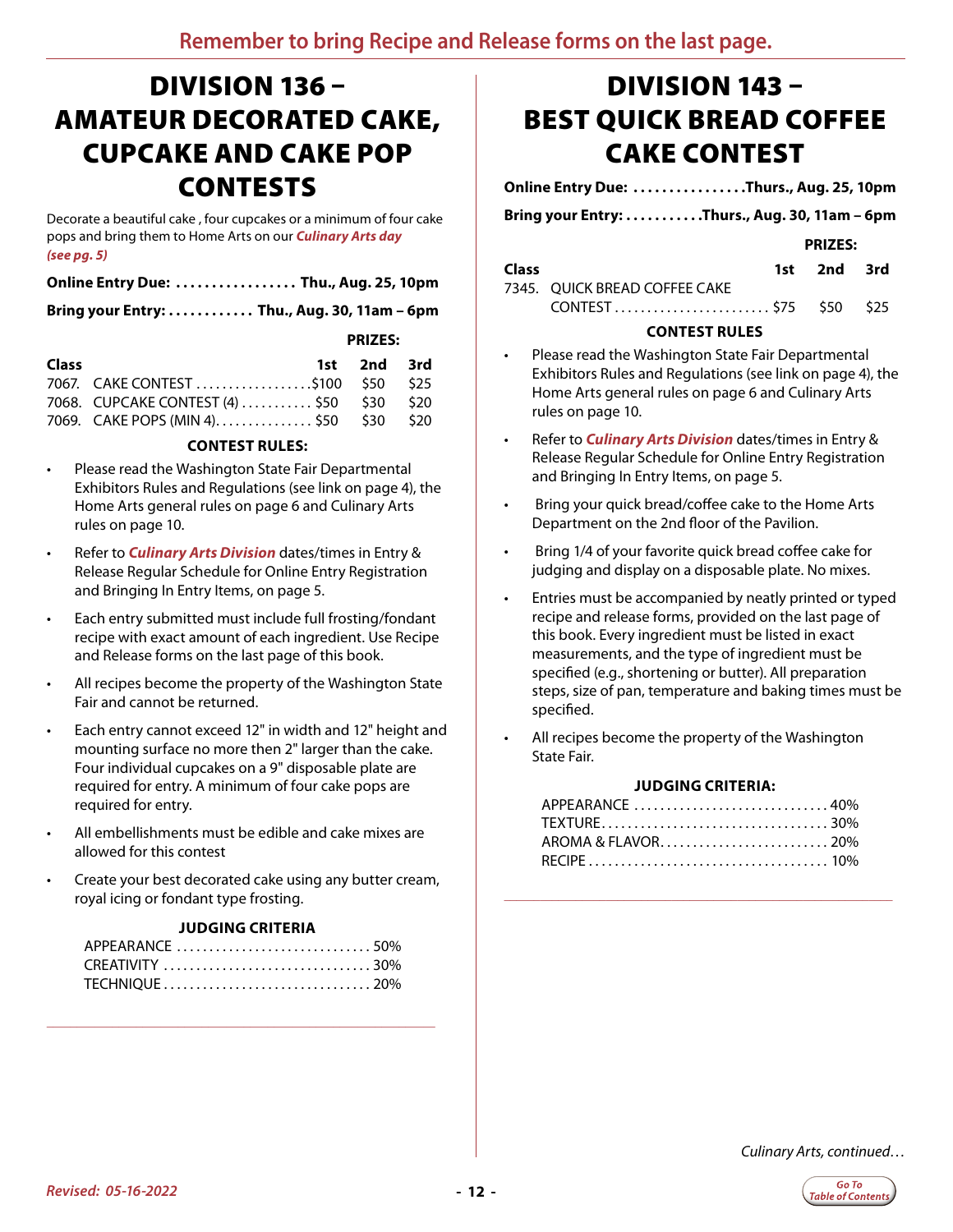**Remember to bring Recipe and Release forms on the last page.**

# DIVISION 136 – AMATEUR DECORATED CAKE, CUPCAKE AND CAKE POP CONTESTS

Decorate a beautiful cake , four cupcakes or a minimum of four cake pops and bring them to Home Arts on our ***Culinary Arts day (see pg. 5)***

**Online Entry Due: ................. Thu., Aug. 25, 10pm**

**Bring your Entry: ............ Thu., Aug. 30, 11am – 6pm**

| Class | | PRIZES: 1st | 2nd | 3rd |
|---|---|---|---|---|
| 7067. | CAKE CONTEST | $100 | $50 | $25 |
| 7068. | CUPCAKE CONTEST (4) | $50 | $30 | $20 |
| 7069. | CAKE POPS (MIN 4) | $50 | $30 | $20 |

**CONTEST RULES:**

- Please read the Washington State Fair Departmental Exhibitors Rules and Regulations (see link on page 4), the Home Arts general rules on page 6 and Culinary Arts rules on page 10.
- Refer to ***Culinary Arts Division*** dates/times in Entry & Release Regular Schedule for Online Entry Registration and Bringing In Entry Items, on page 5.
- Each entry submitted must include full frosting/fondant recipe with exact amount of each ingredient. Use Recipe and Release forms on the last page of this book.
- All recipes become the property of the Washington State Fair and cannot be returned.
- Each entry cannot exceed 12" in width and 12" height and mounting surface no more then 2" larger than the cake. Four individual cupcakes on a 9" disposable plate are required for entry. A minimum of four cake pops are required for entry.
- All embellishments must be edible and cake mixes are allowed for this contest
- Create your best decorated cake using any butter cream, royal icing or fondant type frosting.

**JUDGING CRITERIA**

APPEARANCE .............................. 50%
CREATIVITY ............................... 30%
TECHNIQUE ................................ 20%

# DIVISION 143 – BEST QUICK BREAD COFFEE CAKE CONTEST

**Online Entry Due: ................Thurs., Aug. 25, 10pm**

**Bring your Entry: ...........Thurs., Aug. 30, 11am – 6pm**

| Class | | PRIZES: 1st | 2nd | 3rd |
|---|---|---|---|---|
| 7345. | QUICK BREAD COFFEE CAKE CONTEST | $75 | $50 | $25 |

**CONTEST RULES**

- Please read the Washington State Fair Departmental Exhibitors Rules and Regulations (see link on page 4), the Home Arts general rules on page 6 and Culinary Arts rules on page 10.
- Refer to ***Culinary Arts Division*** dates/times in Entry & Release Regular Schedule for Online Entry Registration and Bringing In Entry Items, on page 5.
- Bring your quick bread/coffee cake to the Home Arts Department on the 2nd floor of the Pavilion.
- Bring 1/4 of your favorite quick bread coffee cake for judging and display on a disposable plate. No mixes.
- Entries must be accompanied by neatly printed or typed recipe and release forms, provided on the last page of this book. Every ingredient must be listed in exact measurements, and the type of ingredient must be specified (e.g., shortening or butter). All preparation steps, size of pan, temperature and baking times must be specified.
- All recipes become the property of the Washington State Fair.

**JUDGING CRITERIA:**

APPEARANCE .............................. 40%
TEXTURE.................................. 30%
AROMA & FLAVOR.......................... 20%
RECIPE ................................... 10%

*Culinary Arts, continued…*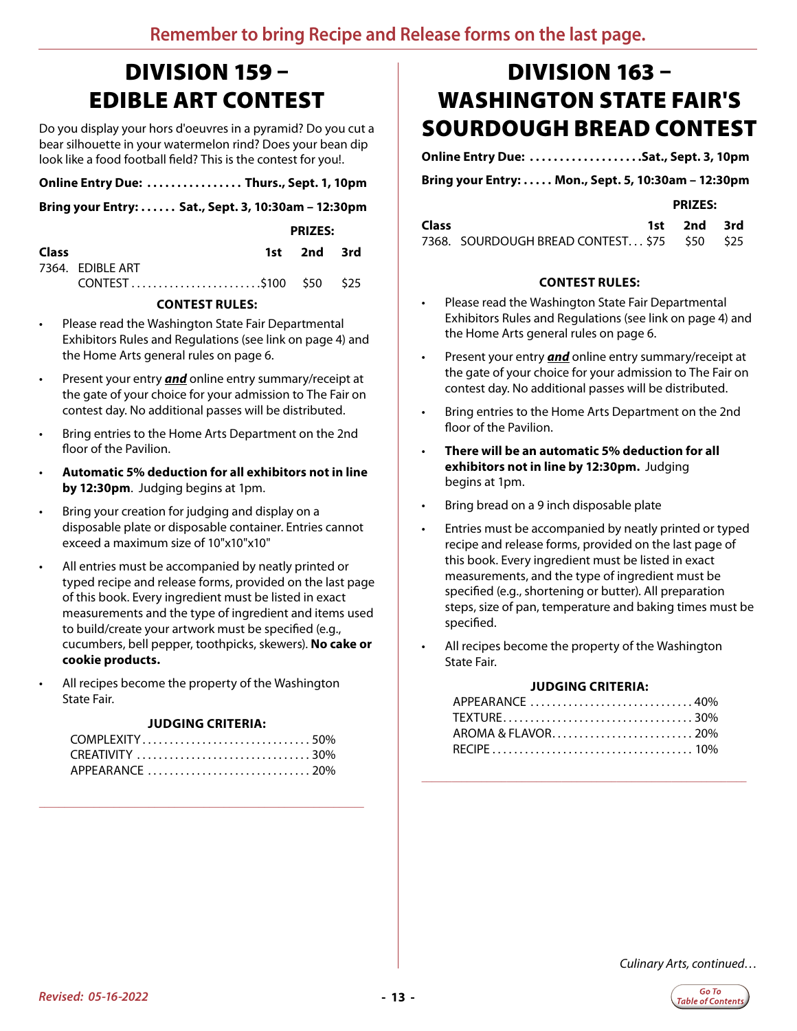Remember to bring Recipe and Release forms on the last page.

# DIVISION 159 – EDIBLE ART CONTEST

Do you display your hors d'oeuvres in a pyramid? Do you cut a bear silhouette in your watermelon rind? Does your bean dip look like a food football field? This is the contest for you!.

**Online Entry Due: ................ Thurs., Sept. 1, 10pm**

**Bring your Entry: ...... Sat., Sept. 3, 10:30am – 12:30pm**

| Class | 1st | 2nd | 3rd |
|---|---|---|---|
| 7364. EDIBLE ART CONTEST | $100 | $50 | $25 |

**CONTEST RULES:**

- Please read the Washington State Fair Departmental Exhibitors Rules and Regulations (see link on page 4) and the Home Arts general rules on page 6.
- Present your entry ***and*** online entry summary/receipt at the gate of your choice for your admission to The Fair on contest day. No additional passes will be distributed.
- Bring entries to the Home Arts Department on the 2nd floor of the Pavilion.
- **Automatic 5% deduction for all exhibitors not in line by 12:30pm**. Judging begins at 1pm.
- Bring your creation for judging and display on a disposable plate or disposable container. Entries cannot exceed a maximum size of 10"x10"x10"
- All entries must be accompanied by neatly printed or typed recipe and release forms, provided on the last page of this book. Every ingredient must be listed in exact measurements and the type of ingredient and items used to build/create your artwork must be specified (e.g., cucumbers, bell pepper, toothpicks, skewers). **No cake or cookie products.**
- All recipes become the property of the Washington State Fair.

**JUDGING CRITERIA:**

COMPLEXITY ............................... 50%
CREATIVITY ............................... 30%
APPEARANCE ............................... 20%

# DIVISION 163 – WASHINGTON STATE FAIR'S SOURDOUGH BREAD CONTEST

**Online Entry Due: ...................Sat., Sept. 3, 10pm**

**Bring your Entry: ..... Mon., Sept. 5, 10:30am – 12:30pm**

| Class | 1st | 2nd | 3rd |
|---|---|---|---|
| 7368. SOURDOUGH BREAD CONTEST | $75 | $50 | $25 |

**CONTEST RULES:**

- Please read the Washington State Fair Departmental Exhibitors Rules and Regulations (see link on page 4) and the Home Arts general rules on page 6.
- Present your entry ***and*** online entry summary/receipt at the gate of your choice for your admission to The Fair on contest day. No additional passes will be distributed.
- Bring entries to the Home Arts Department on the 2nd floor of the Pavilion.
- **There will be an automatic 5% deduction for all exhibitors not in line by 12:30pm.** Judging begins at 1pm.
- Bring bread on a 9 inch disposable plate
- Entries must be accompanied by neatly printed or typed recipe and release forms, provided on the last page of this book. Every ingredient must be listed in exact measurements, and the type of ingredient must be specified (e.g., shortening or butter). All preparation steps, size of pan, temperature and baking times must be specified.
- All recipes become the property of the Washington State Fair.

**JUDGING CRITERIA:**

APPEARANCE ............................... 40%
TEXTURE ............................... 30%
AROMA & FLAVOR ............................... 20%
RECIPE ............................... 10%

*Culinary Arts, continued…*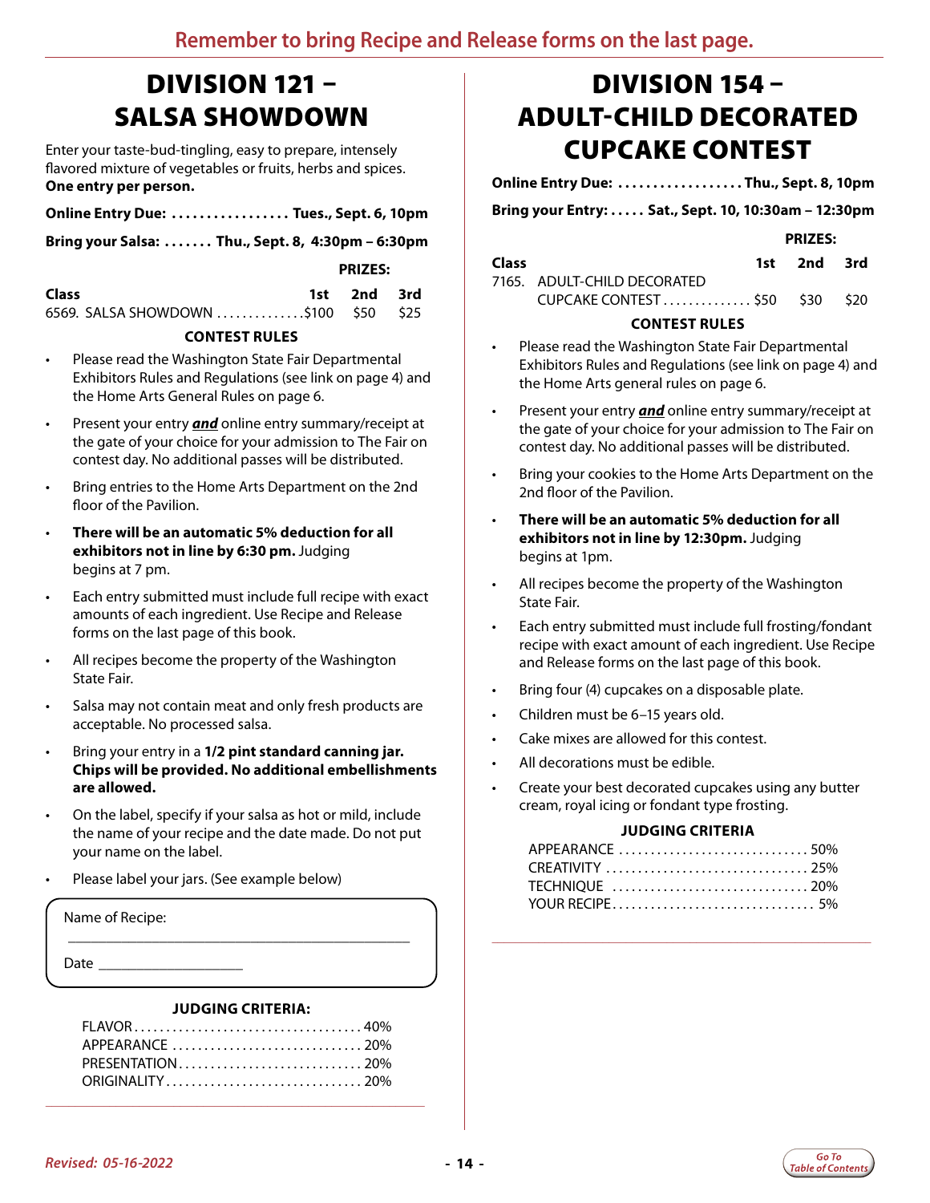**Remember to bring Recipe and Release forms on the last page.**

# DIVISION 121 – SALSA SHOWDOWN

Enter your taste-bud-tingling, easy to prepare, intensely flavored mixture of vegetables or fruits, herbs and spices. **One entry per person.**

**Online Entry Due: ................. Tues., Sept. 6, 10pm**

**Bring your Salsa: ....... Thu., Sept. 8, 4:30pm – 6:30pm**

| Class | PRIZES: 1st | 2nd | 3rd |
|---|---|---|---|
| 6569. SALSA SHOWDOWN | $100 | $50 | $25 |

### CONTEST RULES

- Please read the Washington State Fair Departmental Exhibitors Rules and Regulations (see link on page 4) and the Home Arts General Rules on page 6.
- Present your entry ***and*** online entry summary/receipt at the gate of your choice for your admission to The Fair on contest day. No additional passes will be distributed.
- Bring entries to the Home Arts Department on the 2nd floor of the Pavilion.
- **There will be an automatic 5% deduction for all exhibitors not in line by 6:30 pm.** Judging begins at 7 pm.
- Each entry submitted must include full recipe with exact amounts of each ingredient. Use Recipe and Release forms on the last page of this book.
- All recipes become the property of the Washington State Fair.
- Salsa may not contain meat and only fresh products are acceptable. No processed salsa.
- Bring your entry in a **1/2 pint standard canning jar. Chips will be provided. No additional embellishments are allowed.**
- On the label, specify if your salsa as hot or mild, include the name of your recipe and the date made. Do not put your name on the label.
- Please label your jars. (See example below)

Name of Recipe: ____________________________________

Date ________________

### JUDGING CRITERIA:

FLAVOR ........................................ 40%
APPEARANCE ............................... 20%
PRESENTATION ............................. 20%
ORIGINALITY ................................ 20%

# DIVISION 154 – ADULT-CHILD DECORATED CUPCAKE CONTEST

**Online Entry Due: .................. Thu., Sept. 8, 10pm**

**Bring your Entry: ..... Sat., Sept. 10, 10:30am – 12:30pm**

| Class | PRIZES: 1st | 2nd | 3rd |
|---|---|---|---|
| 7165. ADULT-CHILD DECORATED CUPCAKE CONTEST | $50 | $30 | $20 |

### CONTEST RULES

- Please read the Washington State Fair Departmental Exhibitors Rules and Regulations (see link on page 4) and the Home Arts general rules on page 6.
- Present your entry ***and*** online entry summary/receipt at the gate of your choice for your admission to The Fair on contest day. No additional passes will be distributed.
- Bring your cookies to the Home Arts Department on the 2nd floor of the Pavilion.
- **There will be an automatic 5% deduction for all exhibitors not in line by 12:30pm.** Judging begins at 1pm.
- All recipes become the property of the Washington State Fair.
- Each entry submitted must include full frosting/fondant recipe with exact amount of each ingredient. Use Recipe and Release forms on the last page of this book.
- Bring four (4) cupcakes on a disposable plate.
- Children must be 6–15 years old.
- Cake mixes are allowed for this contest.
- All decorations must be edible.
- Create your best decorated cupcakes using any butter cream, royal icing or fondant type frosting.

### JUDGING CRITERIA

APPEARANCE ............................... 50%
CREATIVITY ................................. 25%
TECHNIQUE ................................. 20%
YOUR RECIPE ................................. 5%

Revised: 05-16-2022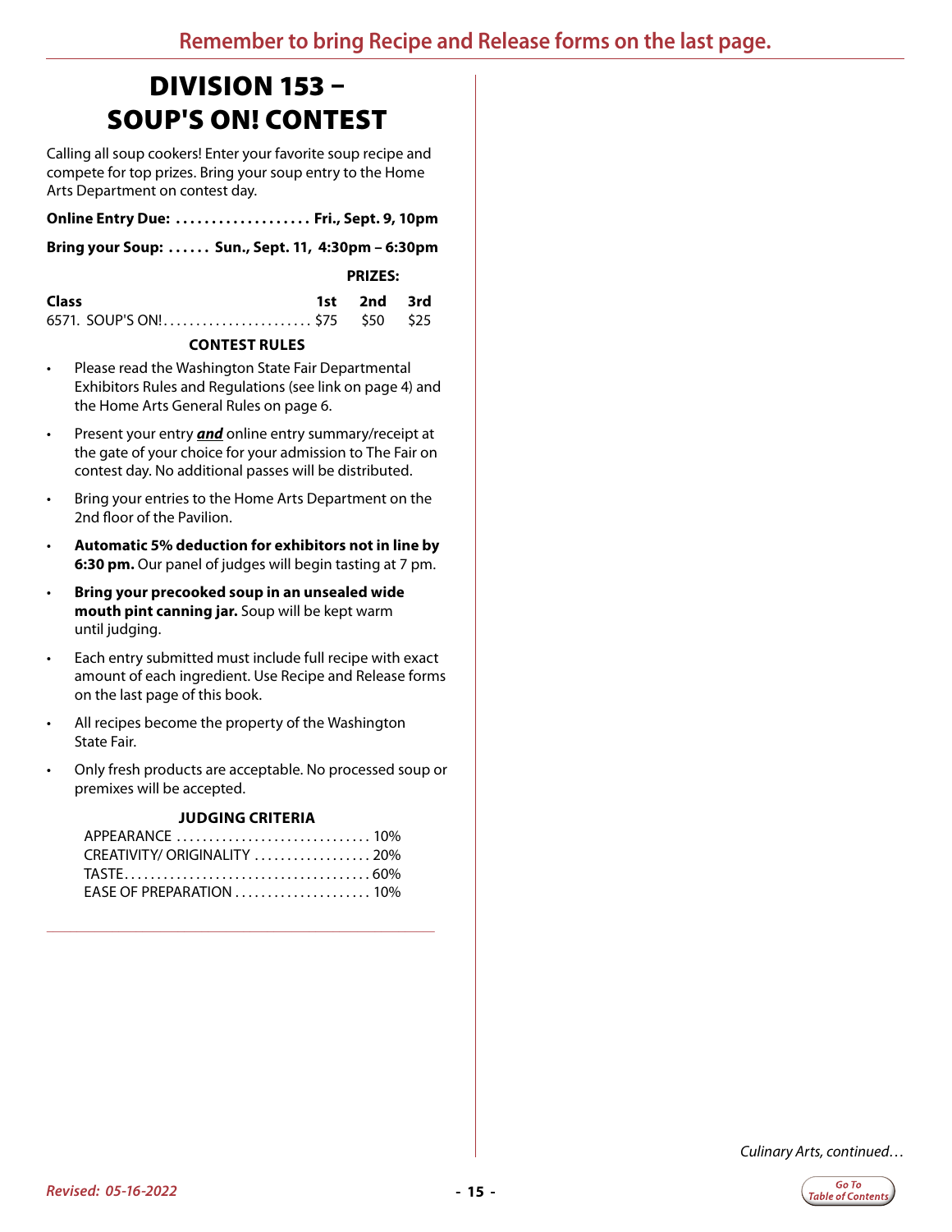Remember to bring Recipe and Release forms on the last page.

# DIVISION 153 – SOUP'S ON! CONTEST

Calling all soup cookers! Enter your favorite soup recipe and compete for top prizes. Bring your soup entry to the Home Arts Department on contest day.

**Online Entry Due: .................... Fri., Sept. 9, 10pm**

**Bring your Soup: ...... Sun., Sept. 11, 4:30pm – 6:30pm**

| Class | PRIZES: 1st | 2nd | 3rd |
|---|---|---|---|
| 6571. SOUP'S ON! | $75 | $50 | $25 |

**CONTEST RULES**

- Please read the Washington State Fair Departmental Exhibitors Rules and Regulations (see link on page 4) and the Home Arts General Rules on page 6.
- Present your entry ***and*** online entry summary/receipt at the gate of your choice for your admission to The Fair on contest day. No additional passes will be distributed.
- Bring your entries to the Home Arts Department on the 2nd floor of the Pavilion.
- **Automatic 5% deduction for exhibitors not in line by 6:30 pm.** Our panel of judges will begin tasting at 7 pm.
- **Bring your precooked soup in an unsealed wide mouth pint canning jar.** Soup will be kept warm until judging.
- Each entry submitted must include full recipe with exact amount of each ingredient. Use Recipe and Release forms on the last page of this book.
- All recipes become the property of the Washington State Fair.
- Only fresh products are acceptable. No processed soup or premixes will be accepted.

**JUDGING CRITERIA**

| Criteria | Percent |
|---|---|
| APPEARANCE | 10% |
| CREATIVITY/ ORIGINALITY | 20% |
| TASTE | 60% |
| EASE OF PREPARATION | 10% |

*Culinary Arts, continued…*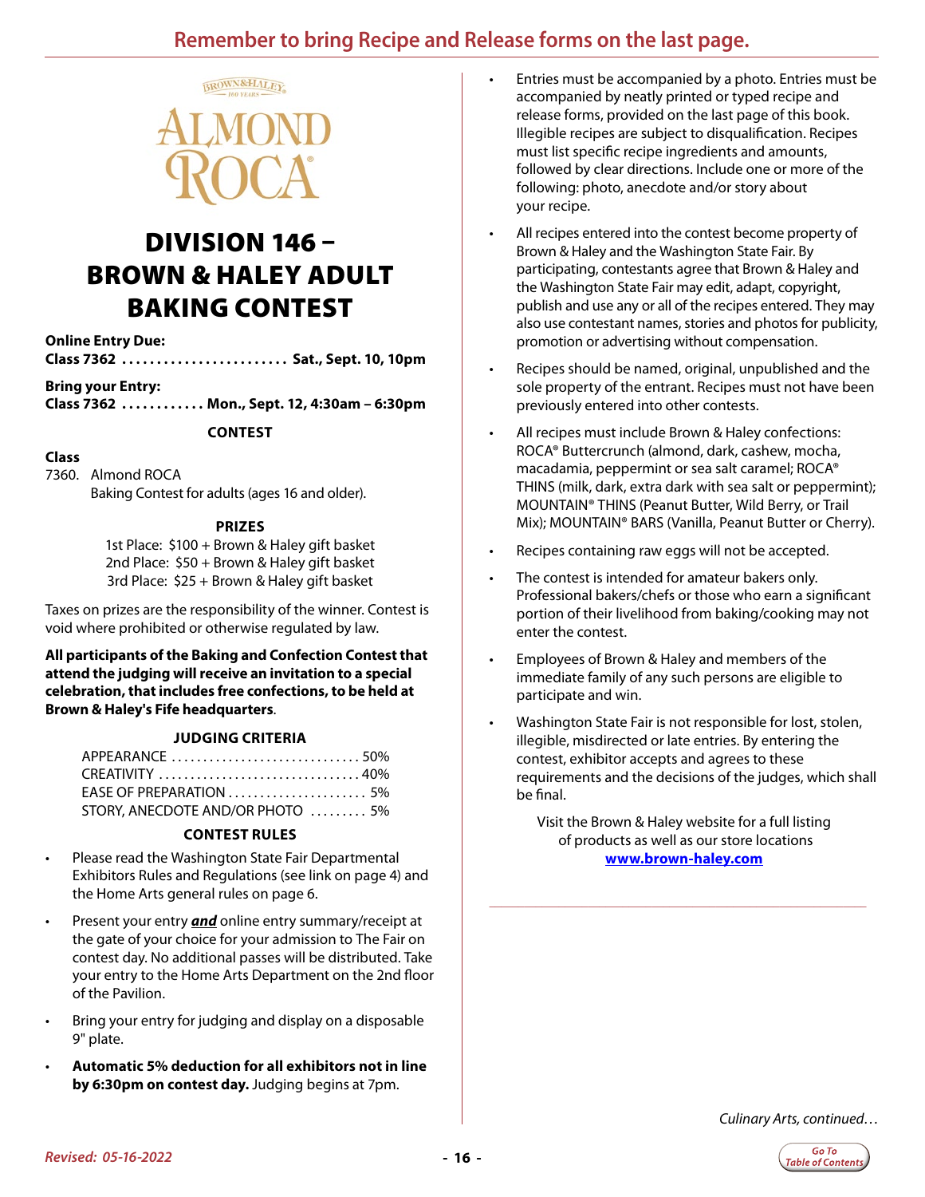Remember to bring Recipe and Release forms on the last page.

# DIVISION 146 – BROWN & HALEY ADULT BAKING CONTEST

**Online Entry Due:**
**Class 7362 ........................ Sat., Sept. 10, 10pm**

**Bring your Entry:**
**Class 7362 ............ Mon., Sept. 12, 4:30am – 6:30pm**

### CONTEST

**Class**
7360. Almond ROCA
Baking Contest for adults (ages 16 and older).

### PRIZES

1st Place: $100 + Brown & Haley gift basket
2nd Place: $50 + Brown & Haley gift basket
3rd Place: $25 + Brown & Haley gift basket

Taxes on prizes are the responsibility of the winner. Contest is void where prohibited or otherwise regulated by law.

**All participants of the Baking and Confection Contest that attend the judging will receive an invitation to a special celebration, that includes free confections, to be held at Brown & Haley's Fife headquarters**.

### JUDGING CRITERIA

| | |
|---|---|
| APPEARANCE | 50% |
| CREATIVITY | 40% |
| EASE OF PREPARATION | 5% |
| STORY, ANECDOTE AND/OR PHOTO | 5% |

### CONTEST RULES

- Please read the Washington State Fair Departmental Exhibitors Rules and Regulations (see link on page 4) and the Home Arts general rules on page 6.
- Present your entry ***and*** online entry summary/receipt at the gate of your choice for your admission to The Fair on contest day. No additional passes will be distributed. Take your entry to the Home Arts Department on the 2nd floor of the Pavilion.
- Bring your entry for judging and display on a disposable 9" plate.
- **Automatic 5% deduction for all exhibitors not in line by 6:30pm on contest day.** Judging begins at 7pm.
- Entries must be accompanied by a photo. Entries must be accompanied by neatly printed or typed recipe and release forms, provided on the last page of this book. Illegible recipes are subject to disqualification. Recipes must list specific recipe ingredients and amounts, followed by clear directions. Include one or more of the following: photo, anecdote and/or story about your recipe.
- All recipes entered into the contest become property of Brown & Haley and the Washington State Fair. By participating, contestants agree that Brown & Haley and the Washington State Fair may edit, adapt, copyright, publish and use any or all of the recipes entered. They may also use contestant names, stories and photos for publicity, promotion or advertising without compensation.
- Recipes should be named, original, unpublished and the sole property of the entrant. Recipes must not have been previously entered into other contests.
- All recipes must include Brown & Haley confections: ROCA® Buttercrunch (almond, dark, cashew, mocha, macadamia, peppermint or sea salt caramel; ROCA® THINS (milk, dark, extra dark with sea salt or peppermint); MOUNTAIN® THINS (Peanut Butter, Wild Berry, or Trail Mix); MOUNTAIN® BARS (Vanilla, Peanut Butter or Cherry).
- Recipes containing raw eggs will not be accepted.
- The contest is intended for amateur bakers only. Professional bakers/chefs or those who earn a significant portion of their livelihood from baking/cooking may not enter the contest.
- Employees of Brown & Haley and members of the immediate family of any such persons are eligible to participate and win.
- Washington State Fair is not responsible for lost, stolen, illegible, misdirected or late entries. By entering the contest, exhibitor accepts and agrees to these requirements and the decisions of the judges, which shall be final.

Visit the Brown & Haley website for a full listing of products as well as our store locations
**www.brown-haley.com**

*Culinary Arts, continued…*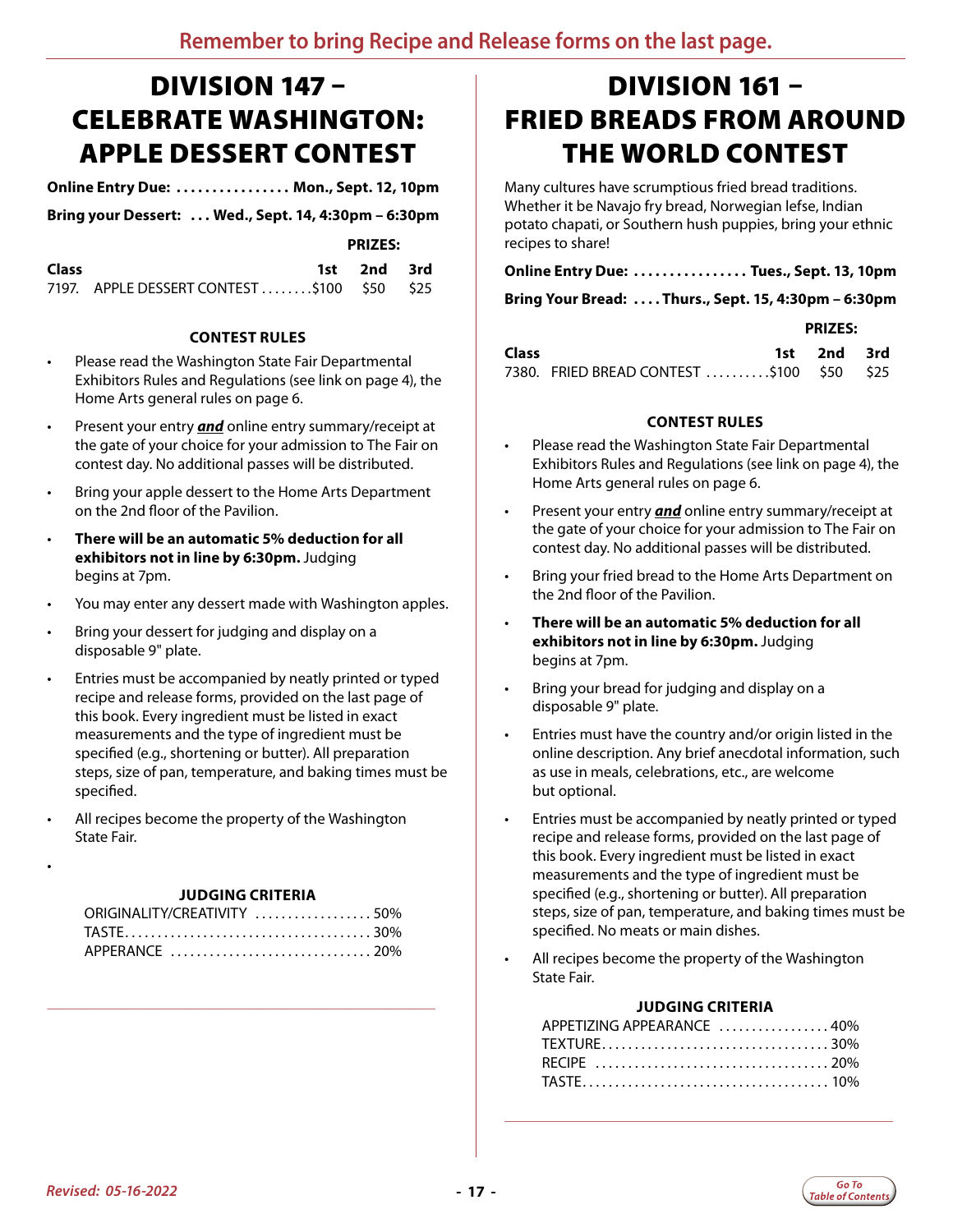Remember to bring Recipe and Release forms on the last page.

# DIVISION 147 – CELEBRATE WASHINGTON: APPLE DESSERT CONTEST

**Online Entry Due: ................ Mon., Sept. 12, 10pm**

**Bring your Dessert: ... Wed., Sept. 14, 4:30pm – 6:30pm**

| Class | | PRIZES: 1st | 2nd | 3rd |
|---|---|---|---|---|
| 7197. | APPLE DESSERT CONTEST | $100 | $50 | $25 |

### CONTEST RULES

- Please read the Washington State Fair Departmental Exhibitors Rules and Regulations (see link on page 4), the Home Arts general rules on page 6.
- Present your entry ***and*** online entry summary/receipt at the gate of your choice for your admission to The Fair on contest day. No additional passes will be distributed.
- Bring your apple dessert to the Home Arts Department on the 2nd floor of the Pavilion.
- **There will be an automatic 5% deduction for all exhibitors not in line by 6:30pm.** Judging begins at 7pm.
- You may enter any dessert made with Washington apples.
- Bring your dessert for judging and display on a disposable 9" plate.
- Entries must be accompanied by neatly printed or typed recipe and release forms, provided on the last page of this book. Every ingredient must be listed in exact measurements and the type of ingredient must be specified (e.g., shortening or butter). All preparation steps, size of pan, temperature, and baking times must be specified.
- All recipes become the property of the Washington State Fair.

### JUDGING CRITERIA

| | |
|---|---|
| ORIGINALITY/CREATIVITY | 50% |
| TASTE | 30% |
| APPERANCE | 20% |

# DIVISION 161 – FRIED BREADS FROM AROUND THE WORLD CONTEST

Many cultures have scrumptious fried bread traditions. Whether it be Navajo fry bread, Norwegian lefse, Indian potato chapati, or Southern hush puppies, bring your ethnic recipes to share!

**Online Entry Due: ................ Tues., Sept. 13, 10pm**

**Bring Your Bread: .... Thurs., Sept. 15, 4:30pm – 6:30pm**

| Class | | PRIZES: 1st | 2nd | 3rd |
|---|---|---|---|---|
| 7380. | FRIED BREAD CONTEST | $100 | $50 | $25 |

### CONTEST RULES

- Please read the Washington State Fair Departmental Exhibitors Rules and Regulations (see link on page 4), the Home Arts general rules on page 6.
- Present your entry ***and*** online entry summary/receipt at the gate of your choice for your admission to The Fair on contest day. No additional passes will be distributed.
- Bring your fried bread to the Home Arts Department on the 2nd floor of the Pavilion.
- **There will be an automatic 5% deduction for all exhibitors not in line by 6:30pm.** Judging begins at 7pm.
- Bring your bread for judging and display on a disposable 9" plate.
- Entries must have the country and/or origin listed in the online description. Any brief anecdotal information, such as use in meals, celebrations, etc., are welcome but optional.
- Entries must be accompanied by neatly printed or typed recipe and release forms, provided on the last page of this book. Every ingredient must be listed in exact measurements and the type of ingredient must be specified (e.g., shortening or butter). All preparation steps, size of pan, temperature, and baking times must be specified. No meats or main dishes.
- All recipes become the property of the Washington State Fair.

### JUDGING CRITERIA

| | |
|---|---|
| APPETIZING APPEARANCE | 40% |
| TEXTURE | 30% |
| RECIPE | 20% |
| TASTE | 10% |

*Revised: 05-16-2022*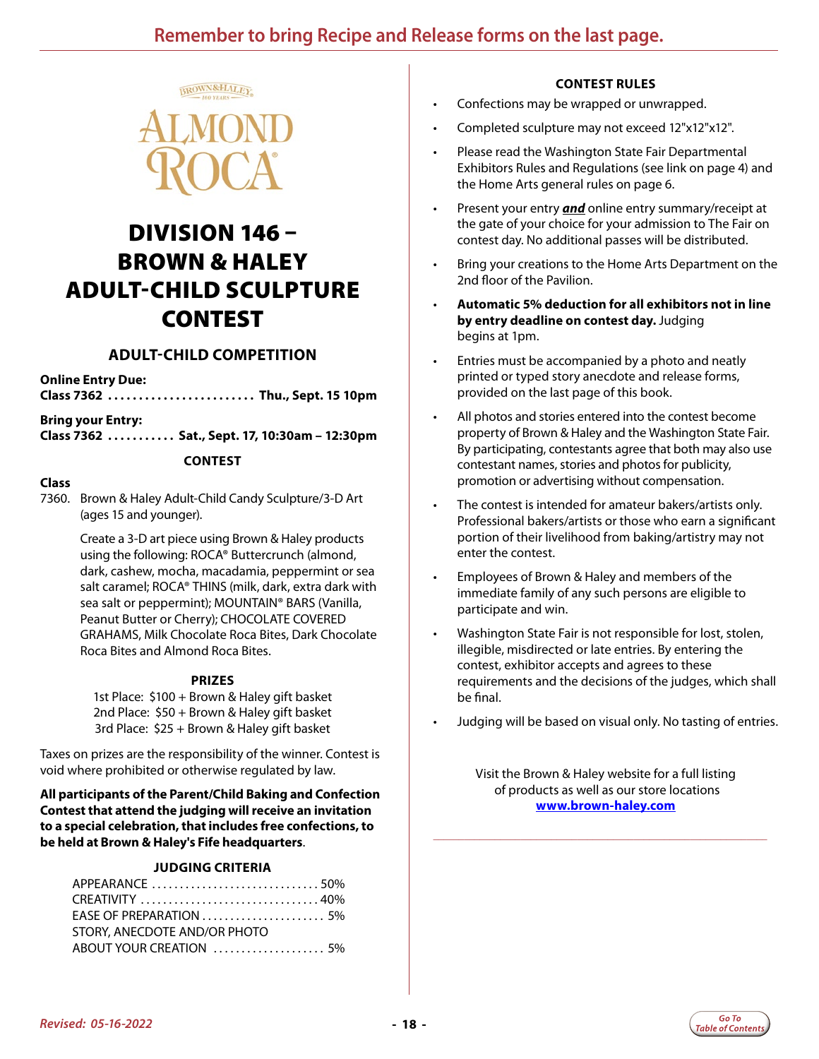**Remember to bring Recipe and Release forms on the last page.**

# DIVISION 146 – BROWN & HALEY ADULT-CHILD SCULPTURE CONTEST

## ADULT-CHILD COMPETITION

**Online Entry Due:**
**Class 7362 ........................ Thu., Sept. 15 10pm**

**Bring your Entry:**
**Class 7362 ........... Sat., Sept. 17, 10:30am – 12:30pm**

### CONTEST

**Class**

7360. Brown & Haley Adult-Child Candy Sculpture/3-D Art (ages 15 and younger).

Create a 3-D art piece using Brown & Haley products using the following: ROCA® Buttercrunch (almond, dark, cashew, mocha, macadamia, peppermint or sea salt caramel; ROCA® THINS (milk, dark, extra dark with sea salt or peppermint); MOUNTAIN® BARS (Vanilla, Peanut Butter or Cherry); CHOCOLATE COVERED GRAHAMS, Milk Chocolate Roca Bites, Dark Chocolate Roca Bites and Almond Roca Bites.

### PRIZES

1st Place: $100 + Brown & Haley gift basket
2nd Place: $50 + Brown & Haley gift basket
3rd Place: $25 + Brown & Haley gift basket

Taxes on prizes are the responsibility of the winner. Contest is void where prohibited or otherwise regulated by law.

**All participants of the Parent/Child Baking and Confection Contest that attend the judging will receive an invitation to a special celebration, that includes free confections, to be held at Brown & Haley's Fife headquarters**.

### JUDGING CRITERIA

APPEARANCE .............................. 50%
CREATIVITY ................................ 40%
EASE OF PREPARATION ...................... 5%
STORY, ANECDOTE AND/OR PHOTO ABOUT YOUR CREATION .................... 5%

### CONTEST RULES

- Confections may be wrapped or unwrapped.
- Completed sculpture may not exceed 12"x12"x12".
- Please read the Washington State Fair Departmental Exhibitors Rules and Regulations (see link on page 4) and the Home Arts general rules on page 6.
- Present your entry ***and*** online entry summary/receipt at the gate of your choice for your admission to The Fair on contest day. No additional passes will be distributed.
- Bring your creations to the Home Arts Department on the 2nd floor of the Pavilion.
- **Automatic 5% deduction for all exhibitors not in line by entry deadline on contest day.** Judging begins at 1pm.
- Entries must be accompanied by a photo and neatly printed or typed story anecdote and release forms, provided on the last page of this book.
- All photos and stories entered into the contest become property of Brown & Haley and the Washington State Fair. By participating, contestants agree that both may also use contestant names, stories and photos for publicity, promotion or advertising without compensation.
- The contest is intended for amateur bakers/artists only. Professional bakers/artists or those who earn a significant portion of their livelihood from baking/artistry may not enter the contest.
- Employees of Brown & Haley and members of the immediate family of any such persons are eligible to participate and win.
- Washington State Fair is not responsible for lost, stolen, illegible, misdirected or late entries. By entering the contest, exhibitor accepts and agrees to these requirements and the decisions of the judges, which shall be final.
- Judging will be based on visual only. No tasting of entries.

Visit the Brown & Haley website for a full listing of products as well as our store locations
**www.brown-haley.com**

*Revised: 05-16-2022*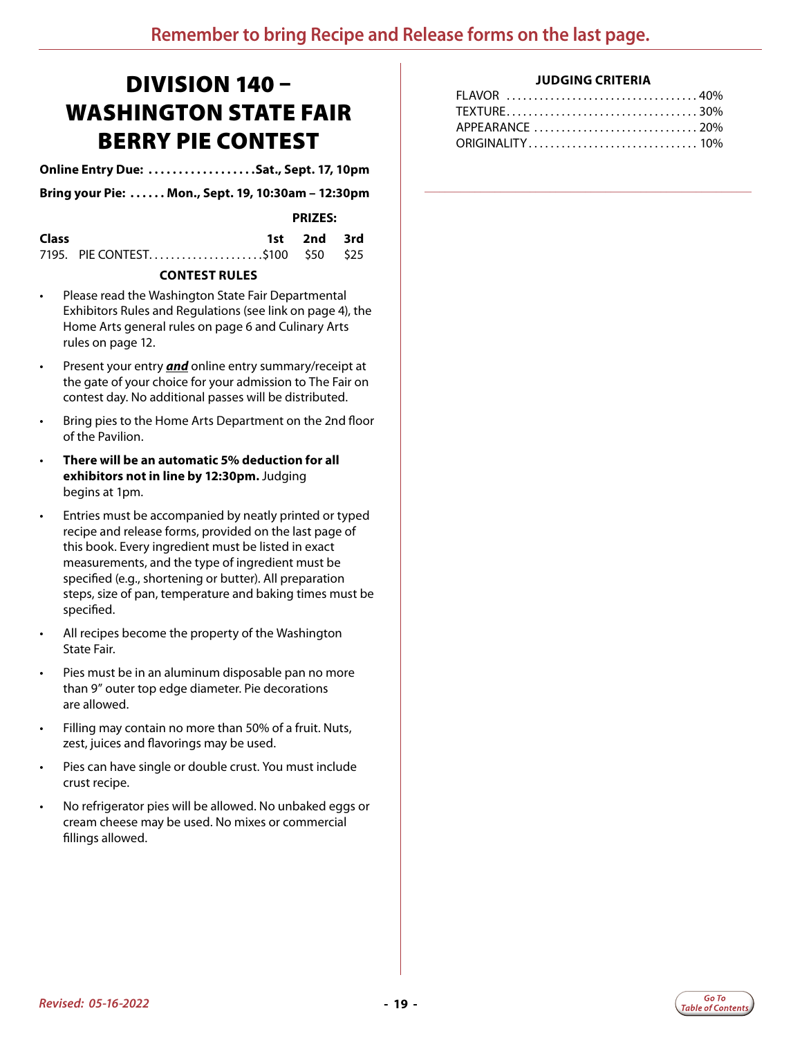Remember to bring Recipe and Release forms on the last page.

# DIVISION 140 – WASHINGTON STATE FAIR BERRY PIE CONTEST

**Online Entry Due: ..................Sat., Sept. 17, 10pm**

**Bring your Pie: ...... Mon., Sept. 19, 10:30am – 12:30pm**

| Class | | PRIZES: 1st | 2nd | 3rd |
|---|---|---|---|---|
| 7195. | PIE CONTEST | $100 | $50 | $25 |

**CONTEST RULES**

- Please read the Washington State Fair Departmental Exhibitors Rules and Regulations (see link on page 4), the Home Arts general rules on page 6 and Culinary Arts rules on page 12.
- Present your entry ***and*** online entry summary/receipt at the gate of your choice for your admission to The Fair on contest day. No additional passes will be distributed.
- Bring pies to the Home Arts Department on the 2nd floor of the Pavilion.
- **There will be an automatic 5% deduction for all exhibitors not in line by 12:30pm.** Judging begins at 1pm.
- Entries must be accompanied by neatly printed or typed recipe and release forms, provided on the last page of this book. Every ingredient must be listed in exact measurements, and the type of ingredient must be specified (e.g., shortening or butter). All preparation steps, size of pan, temperature and baking times must be specified.
- All recipes become the property of the Washington State Fair.
- Pies must be in an aluminum disposable pan no more than 9" outer top edge diameter. Pie decorations are allowed.
- Filling may contain no more than 50% of a fruit. Nuts, zest, juices and flavorings may be used.
- Pies can have single or double crust. You must include crust recipe.
- No refrigerator pies will be allowed. No unbaked eggs or cream cheese may be used. No mixes or commercial fillings allowed.

**JUDGING CRITERIA**

| | |
|---|---|
| FLAVOR | 40% |
| TEXTURE | 30% |
| APPEARANCE | 20% |
| ORIGINALITY | 10% |

*Revised: 05-16-2022*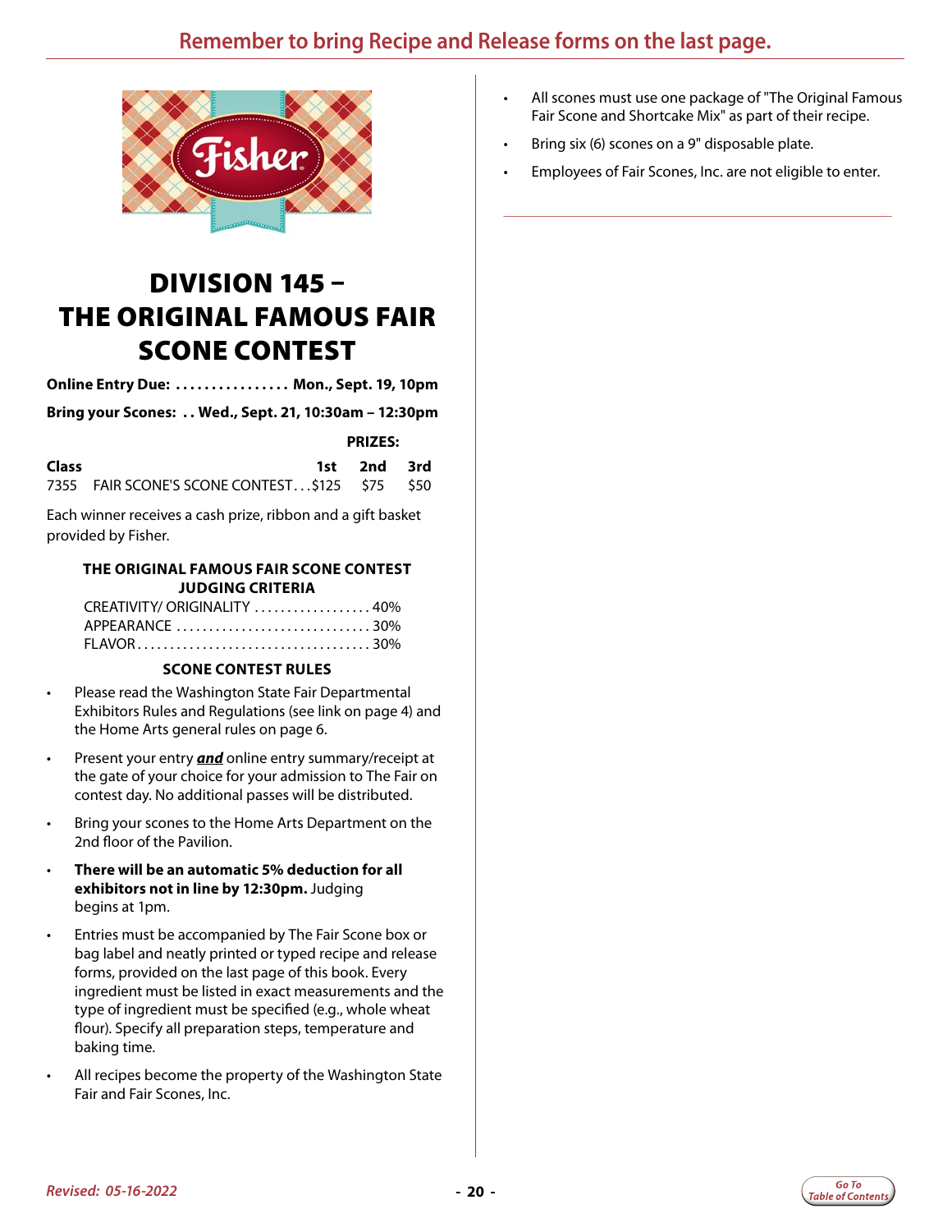Remember to bring Recipe and Release forms on the last page.

# DIVISION 145 – THE ORIGINAL FAMOUS FAIR SCONE CONTEST

**Online Entry Due:** ................ **Mon., Sept. 19, 10pm**

**Bring your Scones:** .. **Wed., Sept. 21, 10:30am – 12:30pm**

| Class | | PRIZES: 1st | 2nd | 3rd |
|---|---|---|---|---|
| 7355 | FAIR SCONE'S SCONE CONTEST | $125 | $75 | $50 |

Each winner receives a cash prize, ribbon and a gift basket provided by Fisher.

**THE ORIGINAL FAMOUS FAIR SCONE CONTEST JUDGING CRITERIA**

| | |
|---|---|
| CREATIVITY/ ORIGINALITY | 40% |
| APPEARANCE | 30% |
| FLAVOR | 30% |

**SCONE CONTEST RULES**

- Please read the Washington State Fair Departmental Exhibitors Rules and Regulations (see link on page 4) and the Home Arts general rules on page 6.
- Present your entry ***and*** online entry summary/receipt at the gate of your choice for your admission to The Fair on contest day. No additional passes will be distributed.
- Bring your scones to the Home Arts Department on the 2nd floor of the Pavilion.
- **There will be an automatic 5% deduction for all exhibitors not in line by 12:30pm.** Judging begins at 1pm.
- Entries must be accompanied by The Fair Scone box or bag label and neatly printed or typed recipe and release forms, provided on the last page of this book. Every ingredient must be listed in exact measurements and the type of ingredient must be specified (e.g., whole wheat flour). Specify all preparation steps, temperature and baking time.
- All recipes become the property of the Washington State Fair and Fair Scones, Inc.
- All scones must use one package of "The Original Famous Fair Scone and Shortcake Mix" as part of their recipe.
- Bring six (6) scones on a 9" disposable plate.
- Employees of Fair Scones, Inc. are not eligible to enter.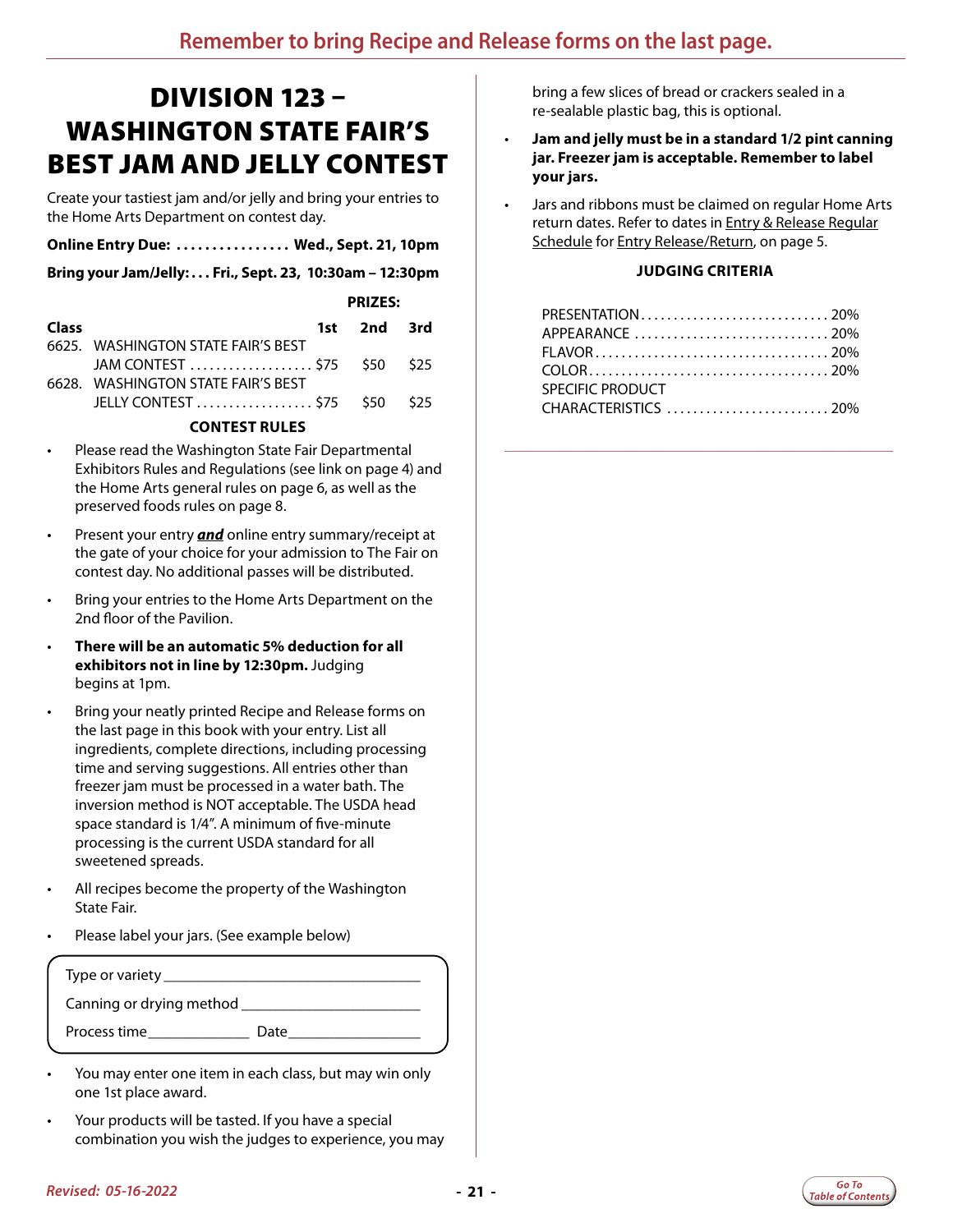Remember to bring Recipe and Release forms on the last page.

# DIVISION 123 – WASHINGTON STATE FAIR'S BEST JAM AND JELLY CONTEST

Create your tastiest jam and/or jelly and bring your entries to the Home Arts Department on contest day.

**Online Entry Due: ................ Wed., Sept. 21, 10pm**

**Bring your Jam/Jelly: . . . Fri., Sept. 23, 10:30am – 12:30pm**

| Class | | PRIZES: 1st | 2nd | 3rd |
|---|---|---|---|---|
| 6625. | WASHINGTON STATE FAIR'S BEST JAM CONTEST | $75 | $50 | $25 |
| 6628. | WASHINGTON STATE FAIR'S BEST JELLY CONTEST | $75 | $50 | $25 |

**CONTEST RULES**

- Please read the Washington State Fair Departmental Exhibitors Rules and Regulations (see link on page 4) and the Home Arts general rules on page 6, as well as the preserved foods rules on page 8.
- Present your entry ***and*** online entry summary/receipt at the gate of your choice for your admission to The Fair on contest day. No additional passes will be distributed.
- Bring your entries to the Home Arts Department on the 2nd floor of the Pavilion.
- **There will be an automatic 5% deduction for all exhibitors not in line by 12:30pm.** Judging begins at 1pm.
- Bring your neatly printed Recipe and Release forms on the last page in this book with your entry. List all ingredients, complete directions, including processing time and serving suggestions. All entries other than freezer jam must be processed in a water bath. The inversion method is NOT acceptable. The USDA head space standard is 1/4". A minimum of five-minute processing is the current USDA standard for all sweetened spreads.
- All recipes become the property of the Washington State Fair.
- Please label your jars. (See example below)

> Type or variety ______________________________
>
> Canning or drying method ____________________
>
> Process time ____________ Date ______________

- You may enter one item in each class, but may win only one 1st place award.
- Your products will be tasted. If you have a special combination you wish the judges to experience, you may bring a few slices of bread or crackers sealed in a re-sealable plastic bag, this is optional.
- **Jam and jelly must be in a standard 1/2 pint canning jar. Freezer jam is acceptable. Remember to label your jars.**
- Jars and ribbons must be claimed on regular Home Arts return dates. Refer to dates in Entry & Release Regular Schedule for Entry Release/Return, on page 5.

**JUDGING CRITERIA**

| | |
|---|---|
| PRESENTATION | 20% |
| APPEARANCE | 20% |
| FLAVOR | 20% |
| COLOR | 20% |
| SPECIFIC PRODUCT CHARACTERISTICS | 20% |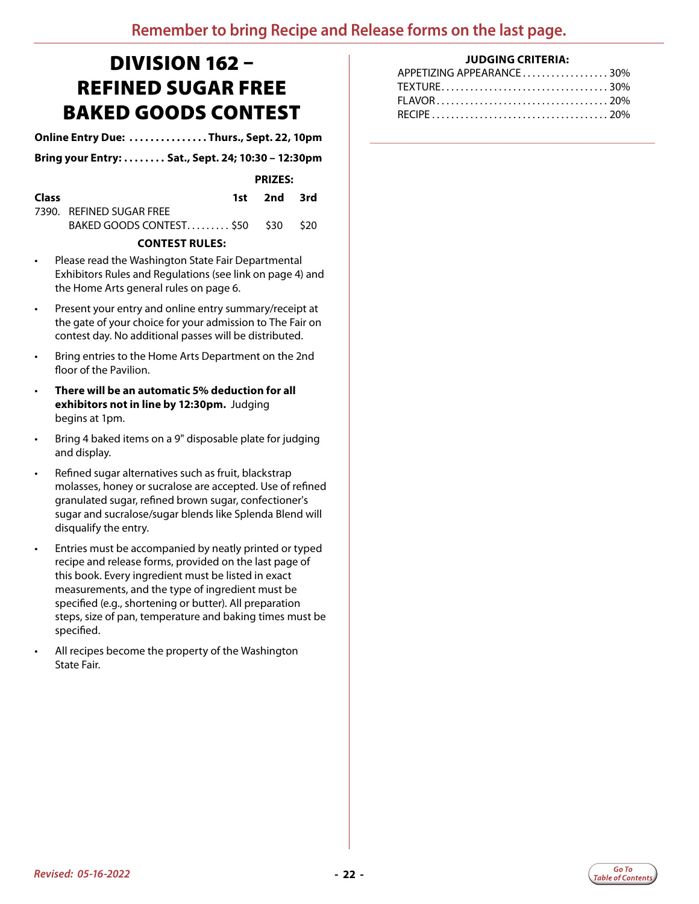**Remember to bring Recipe and Release forms on the last page.**

# DIVISION 162 – REFINED SUGAR FREE BAKED GOODS CONTEST

**Online Entry Due: . . . . . . . . . . . . . . . Thurs., Sept. 22, 10pm**

**Bring your Entry: . . . . . . . . Sat., Sept. 24; 10:30 – 12:30pm**

| Class | | PRIZES: 1st | 2nd | 3rd |
|---|---|---|---|---|
| 7390. | REFINED SUGAR FREE BAKED GOODS CONTEST | $50 | $30 | $20 |

**CONTEST RULES:**

- Please read the Washington State Fair Departmental Exhibitors Rules and Regulations (see link on page 4) and the Home Arts general rules on page 6.
- Present your entry and online entry summary/receipt at the gate of your choice for your admission to The Fair on contest day. No additional passes will be distributed.
- Bring entries to the Home Arts Department on the 2nd floor of the Pavilion.
- **There will be an automatic 5% deduction for all exhibitors not in line by 12:30pm.** Judging begins at 1pm.
- Bring 4 baked items on a 9" disposable plate for judging and display.
- Refined sugar alternatives such as fruit, blackstrap molasses, honey or sucralose are accepted. Use of refined granulated sugar, refined brown sugar, confectioner's sugar and sucralose/sugar blends like Splenda Blend will disqualify the entry.
- Entries must be accompanied by neatly printed or typed recipe and release forms, provided on the last page of this book. Every ingredient must be listed in exact measurements, and the type of ingredient must be specified (e.g., shortening or butter). All preparation steps, size of pan, temperature and baking times must be specified.
- All recipes become the property of the Washington State Fair.

**JUDGING CRITERIA:**

| | |
|---|---|
| APPETIZING APPEARANCE | 30% |
| TEXTURE | 30% |
| FLAVOR | 20% |
| RECIPE | 20% |

*Revised: 05-16-2022*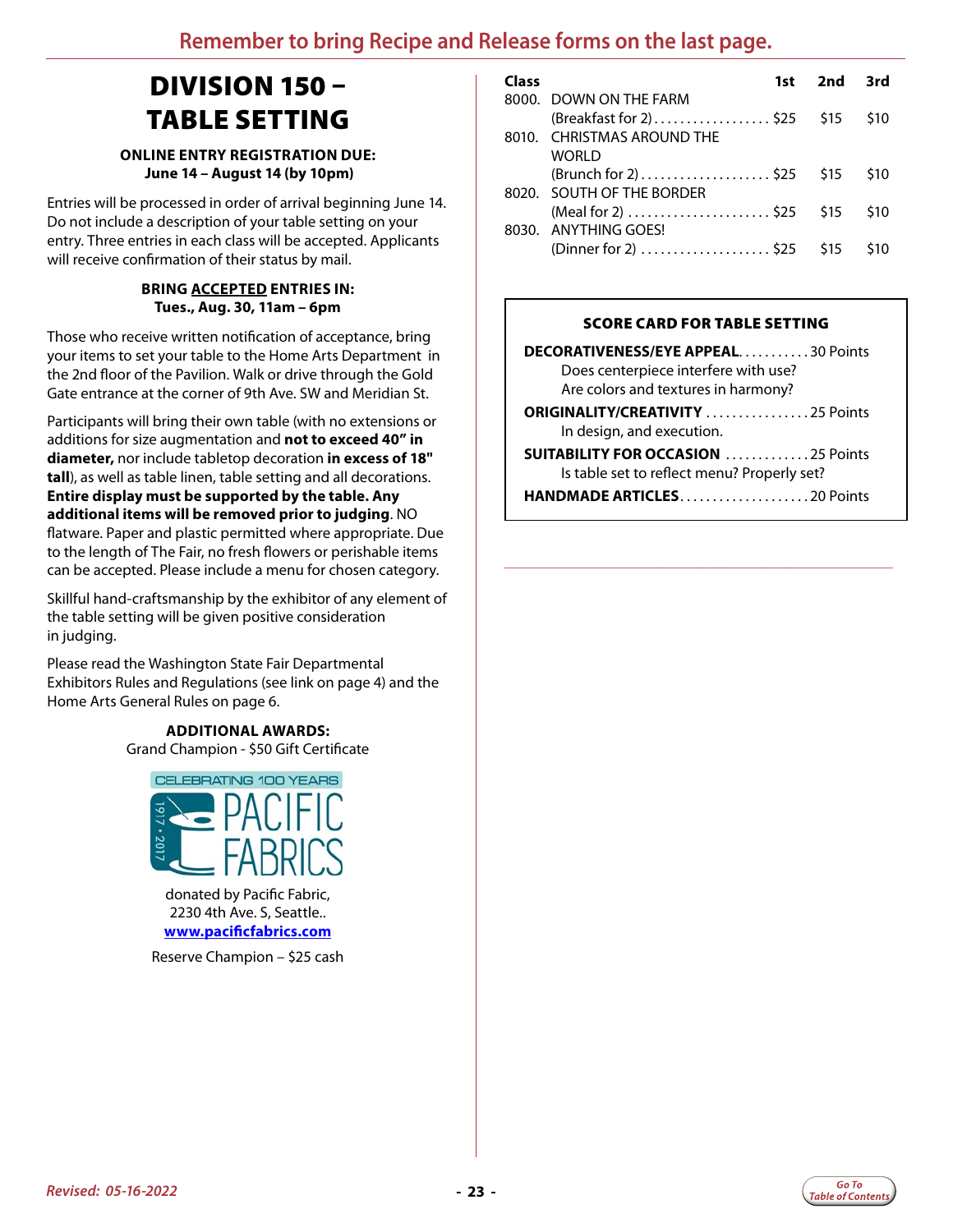Remember to bring Recipe and Release forms on the last page.

# DIVISION 150 – TABLE SETTING

**ONLINE ENTRY REGISTRATION DUE:**
**June 14 – August 14 (by 10pm)**

Entries will be processed in order of arrival beginning June 14. Do not include a description of your table setting on your entry. Three entries in each class will be accepted. Applicants will receive confirmation of their status by mail.

**BRING ACCEPTED ENTRIES IN:**
**Tues., Aug. 30, 11am – 6pm**

Those who receive written notification of acceptance, bring your items to set your table to the Home Arts Department in the 2nd floor of the Pavilion. Walk or drive through the Gold Gate entrance at the corner of 9th Ave. SW and Meridian St.

Participants will bring their own table (with no extensions or additions for size augmentation and **not to exceed 40" in diameter,** nor include tabletop decoration **in excess of 18" tall**), as well as table linen, table setting and all decorations. **Entire display must be supported by the table. Any additional items will be removed prior to judging**. NO flatware. Paper and plastic permitted where appropriate. Due to the length of The Fair, no fresh flowers or perishable items can be accepted. Please include a menu for chosen category.

Skillful hand-craftsmanship by the exhibitor of any element of the table setting will be given positive consideration in judging.

Please read the Washington State Fair Departmental Exhibitors Rules and Regulations (see link on page 4) and the Home Arts General Rules on page 6.

**ADDITIONAL AWARDS:**
Grand Champion - $50 Gift Certificate

CELEBRATING 100 YEARS PACIFIC FABRICS 1917 • 2017

donated by Pacific Fabric,
2230 4th Ave. S, Seattle..
**www.pacificfabrics.com**

Reserve Champion – $25 cash

| Class | | 1st | 2nd | 3rd |
|---|---|---|---|---|
| 8000. | DOWN ON THE FARM (Breakfast for 2) | $25 | $15 | $10 |
| 8010. | CHRISTMAS AROUND THE WORLD (Brunch for 2) | $25 | $15 | $10 |
| 8020. | SOUTH OF THE BORDER (Meal for 2) | $25 | $15 | $10 |
| 8030. | ANYTHING GOES! (Dinner for 2) | $25 | $15 | $10 |

**SCORE CARD FOR TABLE SETTING**

**DECORATIVENESS/EYE APPEAL** .......... 30 Points
Does centerpiece interfere with use?
Are colors and textures in harmony?

**ORIGINALITY/CREATIVITY** ................ 25 Points
In design, and execution.

**SUITABILITY FOR OCCASION** ............. 25 Points
Is table set to reflect menu? Properly set?

**HANDMADE ARTICLES** .................... 20 Points

*Revised: 05-16-2022*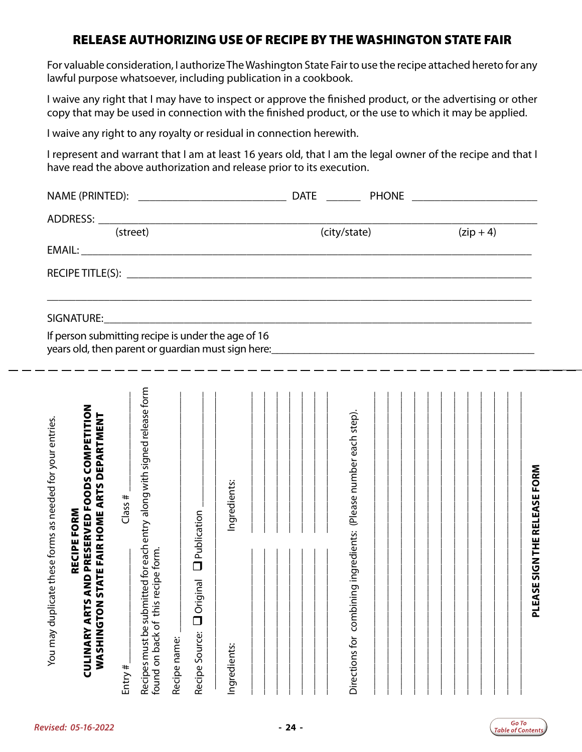## RELEASE AUTHORIZING USE OF RECIPE BY THE WASHINGTON STATE FAIR

For valuable consideration, I authorize The Washington State Fair to use the recipe attached hereto for any lawful purpose whatsoever, including publication in a cookbook.

I waive any right that I may have to inspect or approve the finished product, or the advertising or other copy that may be used in connection with the finished product, or the use to which it may be applied.

I waive any right to any royalty or residual in connection herewith.

I represent and warrant that I am at least 16 years old, that I am the legal owner of the recipe and that I have read the above authorization and release prior to its execution.

NAME (PRINTED): ____________________________ DATE _______ PHONE ________________________

ADDRESS: ______________________________________________________________________________
(street) (city/state) (zip + 4)

EMAIL: ________________________________________________________________________________

RECIPE TITLE(S): _____________________________________________________________________

_______________________________________________________________________________________

SIGNATURE: ____________________________________________________________________________

If person submitting recipe is under the age of 16 years old, then parent or guardian must sign here: ______________________________________________

---

You may duplicate these forms as needed for your entries.

**RECIPE FORM**
**CULINARY ARTS AND PRESERVED FOODS COMPETITION**
**WASHINGTON STATE FAIR HOME ARTS DEPARTMENT**

Entry # ______________ Class # ______________

Recipes must be submitted for each entry along with signed release form found on back of this recipe form.

Recipe name: ______________________________________________

Recipe Source: ❑ Original ❑ Publication ______________________

Ingredients: ______________________ Ingredients: ______________________

Directions for combining ingredients: (Please number each step).

**PLEASE SIGN THE RELEASE FORM**

*Revised: 05-16-2022*